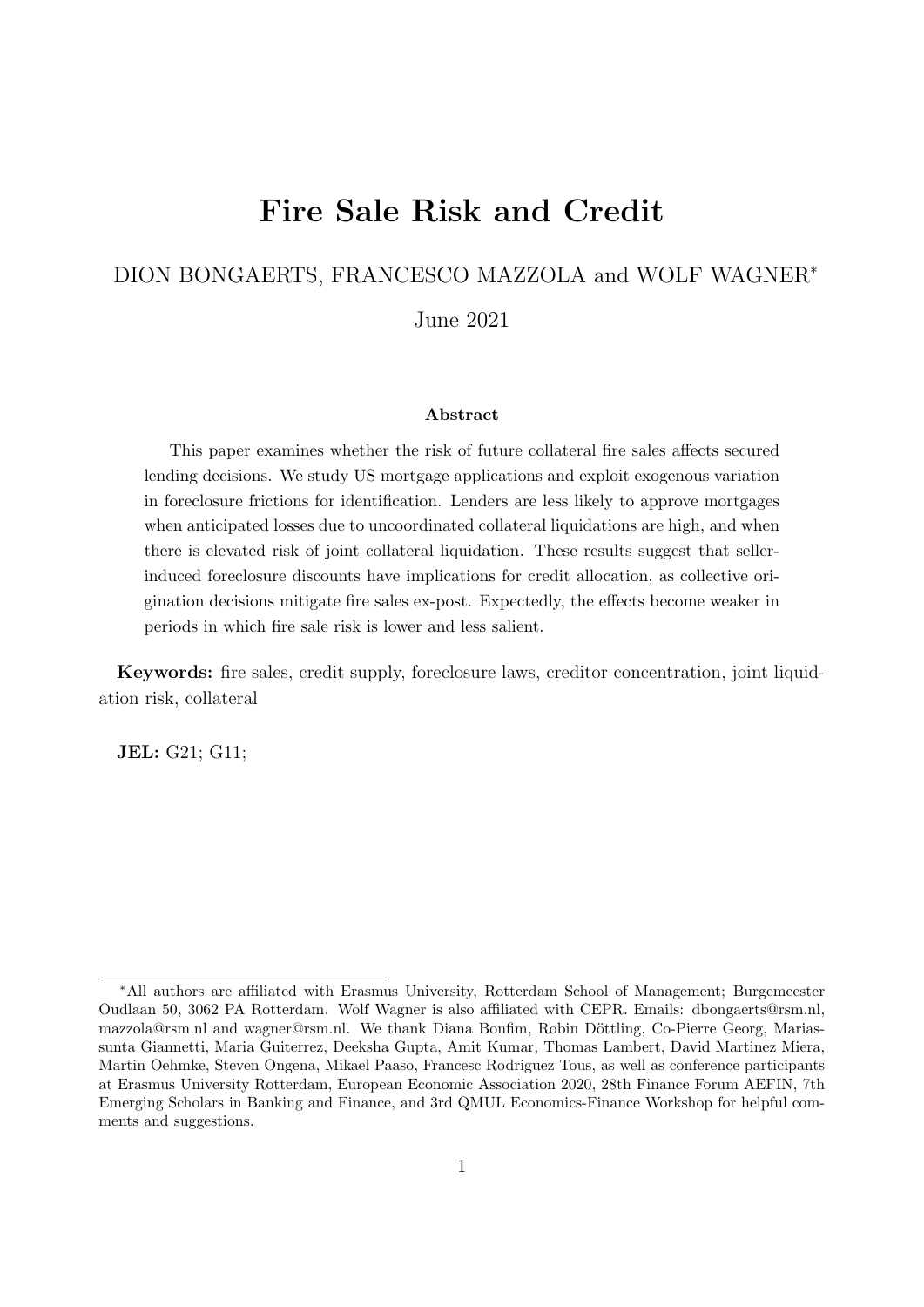# Fire Sale Risk and Credit

DION BONGAERTS, FRANCESCO MAZZOLA and WOLF WAGNER*

June 2021

### Abstract

This paper examines whether the risk of future collateral fire sales affects secured lending decisions. We study US mortgage applications and exploit exogenous variation in foreclosure frictions for identification. Lenders are less likely to approve mortgages when anticipated losses due to uncoordinated collateral liquidations are high, and when there is elevated risk of joint collateral liquidation. These results suggest that seller-induced foreclosure discounts have implications for credit allocation, as collective origination decisions mitigate fire sales ex-post. Expectedly, the effects become weaker in periods in which fire sale risk is lower and less salient.

**Keywords:** fire sales, credit supply, foreclosure laws, creditor concentration, joint liquidation risk, collateral

**JEL:** G21; G11;

*All authors are affiliated with Erasmus University, Rotterdam School of Management; Burgemeester Oudlaan 50, 3062 PA Rotterdam. Wolf Wagner is also affiliated with CEPR. Emails: dbongaerts@rsm.nl, mazzola@rsm.nl and wagner@rsm.nl. We thank Diana Bonfim, Robin Döttling, Co-Pierre Georg, Mariassunta Giannetti, Maria Guiterrez, Deeksha Gupta, Amit Kumar, Thomas Lambert, David Martinez Miera, Martin Oehmke, Steven Ongena, Mikael Paaso, Francesc Rodriguez Tous, as well as conference participants at Erasmus University Rotterdam, European Economic Association 2020, 28th Finance Forum AEFIN, 7th Emerging Scholars in Banking and Finance, and 3rd QMUL Economics-Finance Workshop for helpful comments and suggestions.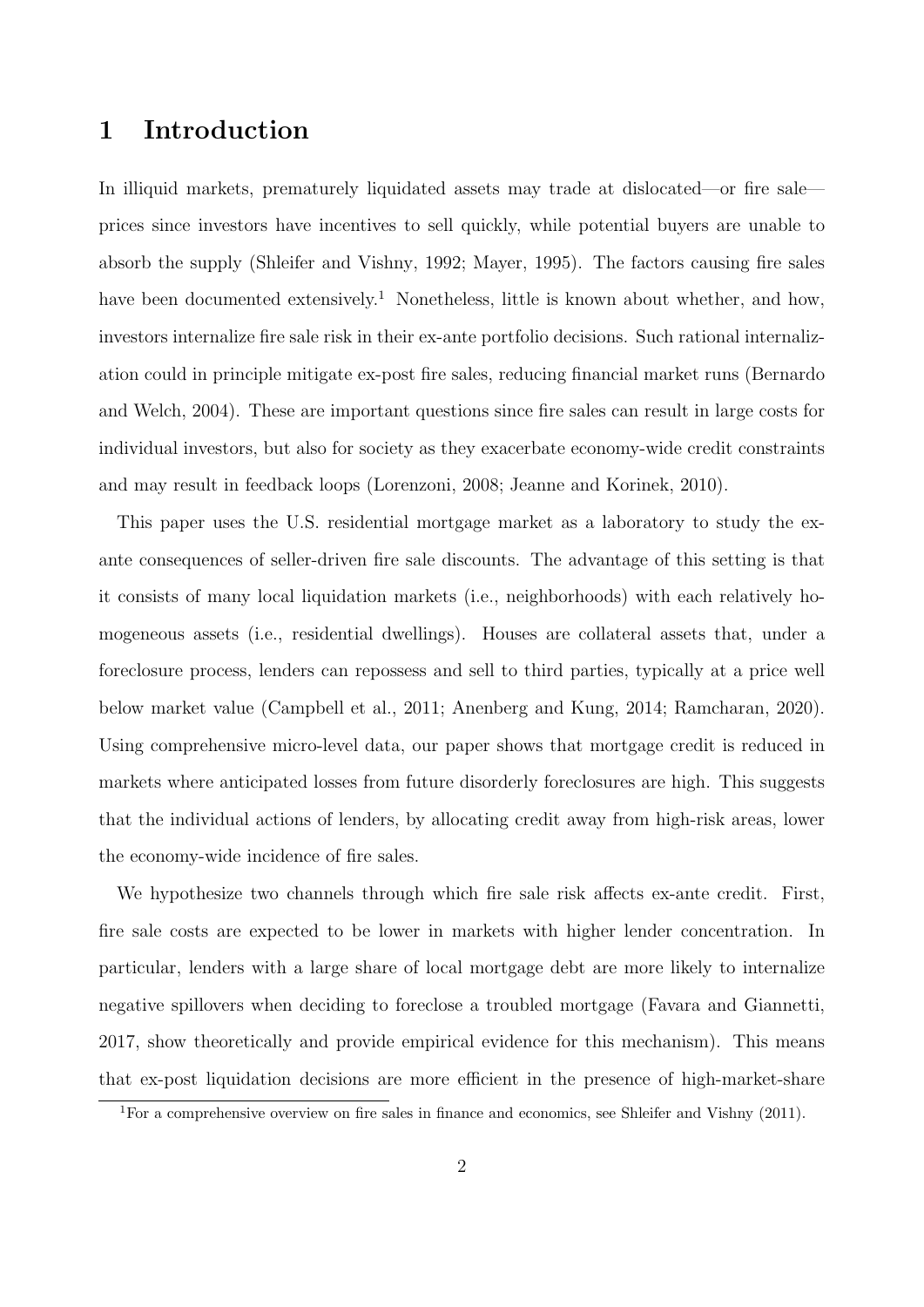# 1 Introduction

In illiquid markets, prematurely liquidated assets may trade at dislocated—or fire sale—prices since investors have incentives to sell quickly, while potential buyers are unable to absorb the supply (Shleifer and Vishny, 1992; Mayer, 1995). The factors causing fire sales have been documented extensively.[1] Nonetheless, little is known about whether, and how, investors internalize fire sale risk in their ex-ante portfolio decisions. Such rational internalization could in principle mitigate ex-post fire sales, reducing financial market runs (Bernardo and Welch, 2004). These are important questions since fire sales can result in large costs for individual investors, but also for society as they exacerbate economy-wide credit constraints and may result in feedback loops (Lorenzoni, 2008; Jeanne and Korinek, 2010).

This paper uses the U.S. residential mortgage market as a laboratory to study the ex-ante consequences of seller-driven fire sale discounts. The advantage of this setting is that it consists of many local liquidation markets (i.e., neighborhoods) with each relatively homogeneous assets (i.e., residential dwellings). Houses are collateral assets that, under a foreclosure process, lenders can repossess and sell to third parties, typically at a price well below market value (Campbell et al., 2011; Anenberg and Kung, 2014; Ramcharan, 2020). Using comprehensive micro-level data, our paper shows that mortgage credit is reduced in markets where anticipated losses from future disorderly foreclosures are high. This suggests that the individual actions of lenders, by allocating credit away from high-risk areas, lower the economy-wide incidence of fire sales.

We hypothesize two channels through which fire sale risk affects ex-ante credit. First, fire sale costs are expected to be lower in markets with higher lender concentration. In particular, lenders with a large share of local mortgage debt are more likely to internalize negative spillovers when deciding to foreclose a troubled mortgage (Favara and Giannetti, 2017, show theoretically and provide empirical evidence for this mechanism). This means that ex-post liquidation decisions are more efficient in the presence of high-market-share

[1] For a comprehensive overview on fire sales in finance and economics, see Shleifer and Vishny (2011).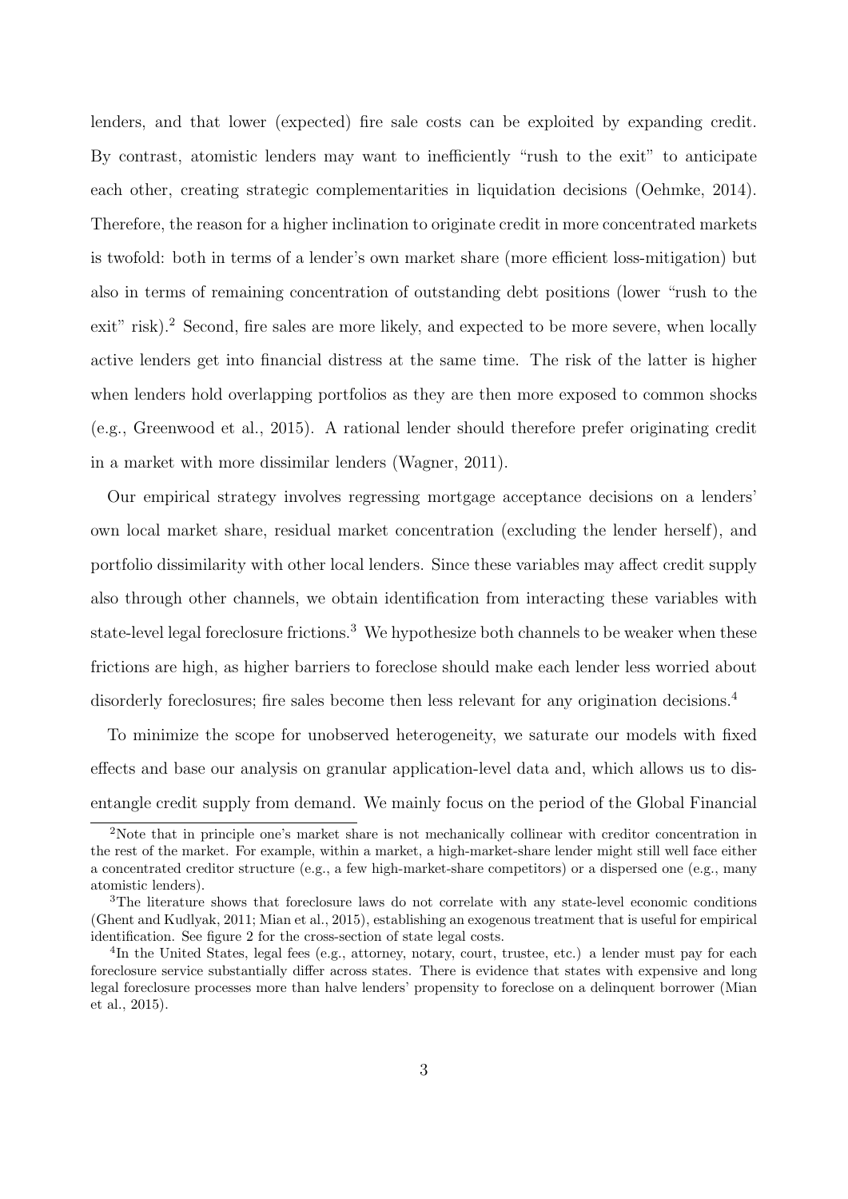lenders, and that lower (expected) fire sale costs can be exploited by expanding credit. By contrast, atomistic lenders may want to inefficiently "rush to the exit" to anticipate each other, creating strategic complementarities in liquidation decisions (Oehmke, 2014). Therefore, the reason for a higher inclination to originate credit in more concentrated markets is twofold: both in terms of a lender's own market share (more efficient loss-mitigation) but also in terms of remaining concentration of outstanding debt positions (lower "rush to the exit" risk).[2] Second, fire sales are more likely, and expected to be more severe, when locally active lenders get into financial distress at the same time. The risk of the latter is higher when lenders hold overlapping portfolios as they are then more exposed to common shocks (e.g., Greenwood et al., 2015). A rational lender should therefore prefer originating credit in a market with more dissimilar lenders (Wagner, 2011).

Our empirical strategy involves regressing mortgage acceptance decisions on a lenders' own local market share, residual market concentration (excluding the lender herself), and portfolio dissimilarity with other local lenders. Since these variables may affect credit supply also through other channels, we obtain identification from interacting these variables with state-level legal foreclosure frictions.[3] We hypothesize both channels to be weaker when these frictions are high, as higher barriers to foreclose should make each lender less worried about disorderly foreclosures; fire sales become then less relevant for any origination decisions.[4]

To minimize the scope for unobserved heterogeneity, we saturate our models with fixed effects and base our analysis on granular application-level data and, which allows us to disentangle credit supply from demand. We mainly focus on the period of the Global Financial

[2]Note that in principle one's market share is not mechanically collinear with creditor concentration in the rest of the market. For example, within a market, a high-market-share lender might still well face either a concentrated creditor structure (e.g., a few high-market-share competitors) or a dispersed one (e.g., many atomistic lenders).

[3]The literature shows that foreclosure laws do not correlate with any state-level economic conditions (Ghent and Kudlyak, 2011; Mian et al., 2015), establishing an exogenous treatment that is useful for empirical identification. See figure 2 for the cross-section of state legal costs.

[4]In the United States, legal fees (e.g., attorney, notary, court, trustee, etc.) a lender must pay for each foreclosure service substantially differ across states. There is evidence that states with expensive and long legal foreclosure processes more than halve lenders' propensity to foreclose on a delinquent borrower (Mian et al., 2015).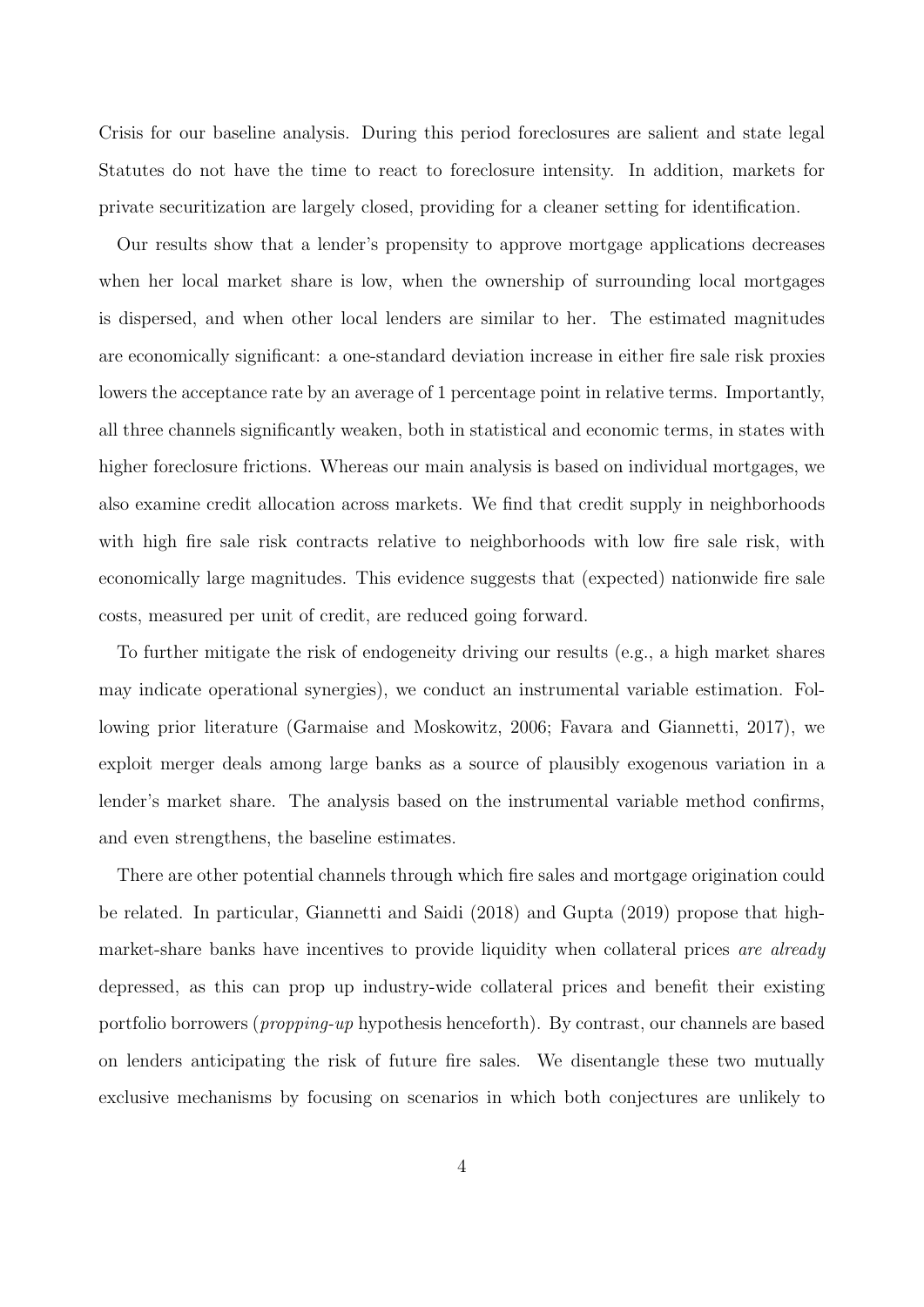Crisis for our baseline analysis. During this period foreclosures are salient and state legal Statutes do not have the time to react to foreclosure intensity. In addition, markets for private securitization are largely closed, providing for a cleaner setting for identification.

Our results show that a lender's propensity to approve mortgage applications decreases when her local market share is low, when the ownership of surrounding local mortgages is dispersed, and when other local lenders are similar to her. The estimated magnitudes are economically significant: a one-standard deviation increase in either fire sale risk proxies lowers the acceptance rate by an average of 1 percentage point in relative terms. Importantly, all three channels significantly weaken, both in statistical and economic terms, in states with higher foreclosure frictions. Whereas our main analysis is based on individual mortgages, we also examine credit allocation across markets. We find that credit supply in neighborhoods with high fire sale risk contracts relative to neighborhoods with low fire sale risk, with economically large magnitudes. This evidence suggests that (expected) nationwide fire sale costs, measured per unit of credit, are reduced going forward.

To further mitigate the risk of endogeneity driving our results (e.g., a high market shares may indicate operational synergies), we conduct an instrumental variable estimation. Following prior literature (Garmaise and Moskowitz, 2006; Favara and Giannetti, 2017), we exploit merger deals among large banks as a source of plausibly exogenous variation in a lender's market share. The analysis based on the instrumental variable method confirms, and even strengthens, the baseline estimates.

There are other potential channels through which fire sales and mortgage origination could be related. In particular, Giannetti and Saidi (2018) and Gupta (2019) propose that high-market-share banks have incentives to provide liquidity when collateral prices *are already* depressed, as this can prop up industry-wide collateral prices and benefit their existing portfolio borrowers (*propping-up* hypothesis henceforth). By contrast, our channels are based on lenders anticipating the risk of future fire sales. We disentangle these two mutually exclusive mechanisms by focusing on scenarios in which both conjectures are unlikely to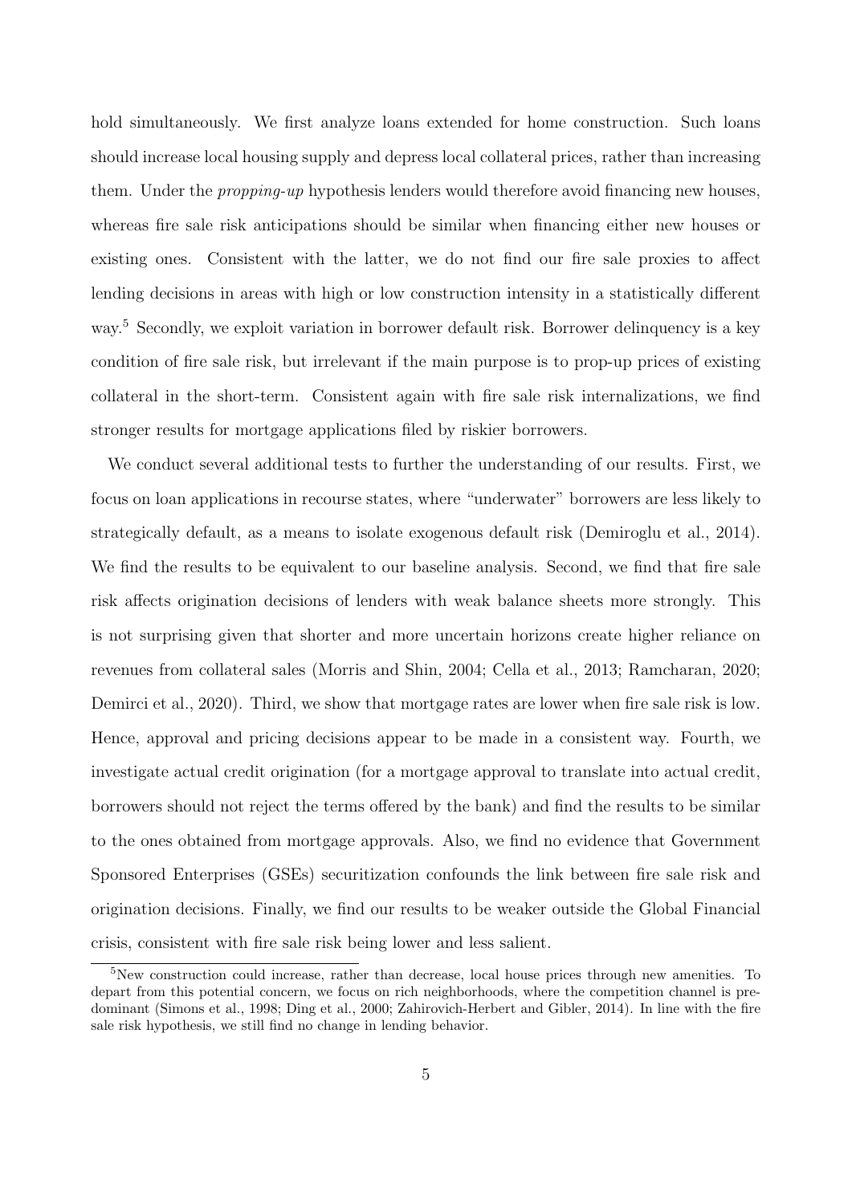hold simultaneously. We first analyze loans extended for home construction. Such loans should increase local housing supply and depress local collateral prices, rather than increasing them. Under the *propping-up* hypothesis lenders would therefore avoid financing new houses, whereas fire sale risk anticipations should be similar when financing either new houses or existing ones. Consistent with the latter, we do not find our fire sale proxies to affect lending decisions in areas with high or low construction intensity in a statistically different way.[5] Secondly, we exploit variation in borrower default risk. Borrower delinquency is a key condition of fire sale risk, but irrelevant if the main purpose is to prop-up prices of existing collateral in the short-term. Consistent again with fire sale risk internalizations, we find stronger results for mortgage applications filed by riskier borrowers.

We conduct several additional tests to further the understanding of our results. First, we focus on loan applications in recourse states, where "underwater" borrowers are less likely to strategically default, as a means to isolate exogenous default risk (Demiroglu et al., 2014). We find the results to be equivalent to our baseline analysis. Second, we find that fire sale risk affects origination decisions of lenders with weak balance sheets more strongly. This is not surprising given that shorter and more uncertain horizons create higher reliance on revenues from collateral sales (Morris and Shin, 2004; Cella et al., 2013; Ramcharan, 2020; Demirci et al., 2020). Third, we show that mortgage rates are lower when fire sale risk is low. Hence, approval and pricing decisions appear to be made in a consistent way. Fourth, we investigate actual credit origination (for a mortgage approval to translate into actual credit, borrowers should not reject the terms offered by the bank) and find the results to be similar to the ones obtained from mortgage approvals. Also, we find no evidence that Government Sponsored Enterprises (GSEs) securitization confounds the link between fire sale risk and origination decisions. Finally, we find our results to be weaker outside the Global Financial crisis, consistent with fire sale risk being lower and less salient.

[5] New construction could increase, rather than decrease, local house prices through new amenities. To depart from this potential concern, we focus on rich neighborhoods, where the competition channel is predominant (Simons et al., 1998; Ding et al., 2000; Zahirovich-Herbert and Gibler, 2014). In line with the fire sale risk hypothesis, we still find no change in lending behavior.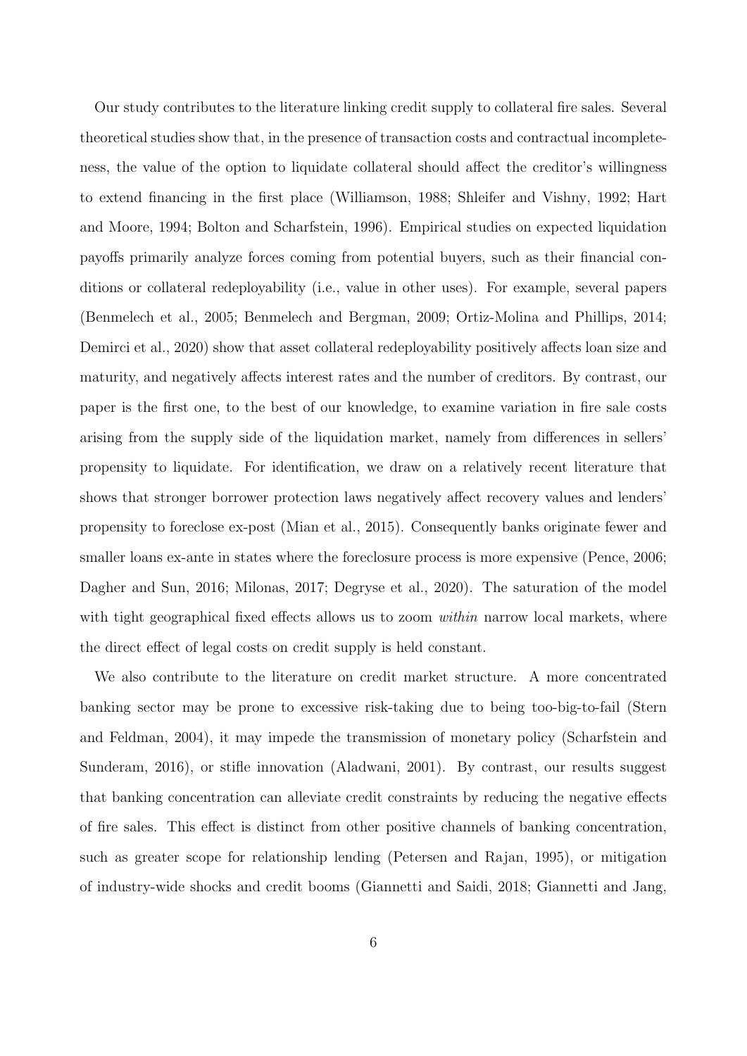Our study contributes to the literature linking credit supply to collateral fire sales. Several theoretical studies show that, in the presence of transaction costs and contractual incompleteness, the value of the option to liquidate collateral should affect the creditor's willingness to extend financing in the first place (Williamson, 1988; Shleifer and Vishny, 1992; Hart and Moore, 1994; Bolton and Scharfstein, 1996). Empirical studies on expected liquidation payoffs primarily analyze forces coming from potential buyers, such as their financial conditions or collateral redeployability (i.e., value in other uses). For example, several papers (Benmelech et al., 2005; Benmelech and Bergman, 2009; Ortiz-Molina and Phillips, 2014; Demirci et al., 2020) show that asset collateral redeployability positively affects loan size and maturity, and negatively affects interest rates and the number of creditors. By contrast, our paper is the first one, to the best of our knowledge, to examine variation in fire sale costs arising from the supply side of the liquidation market, namely from differences in sellers' propensity to liquidate. For identification, we draw on a relatively recent literature that shows that stronger borrower protection laws negatively affect recovery values and lenders' propensity to foreclose ex-post (Mian et al., 2015). Consequently banks originate fewer and smaller loans ex-ante in states where the foreclosure process is more expensive (Pence, 2006; Dagher and Sun, 2016; Milonas, 2017; Degryse et al., 2020). The saturation of the model with tight geographical fixed effects allows us to zoom *within* narrow local markets, where the direct effect of legal costs on credit supply is held constant.

We also contribute to the literature on credit market structure. A more concentrated banking sector may be prone to excessive risk-taking due to being too-big-to-fail (Stern and Feldman, 2004), it may impede the transmission of monetary policy (Scharfstein and Sunderam, 2016), or stifle innovation (Aladwani, 2001). By contrast, our results suggest that banking concentration can alleviate credit constraints by reducing the negative effects of fire sales. This effect is distinct from other positive channels of banking concentration, such as greater scope for relationship lending (Petersen and Rajan, 1995), or mitigation of industry-wide shocks and credit booms (Giannetti and Saidi, 2018; Giannetti and Jang,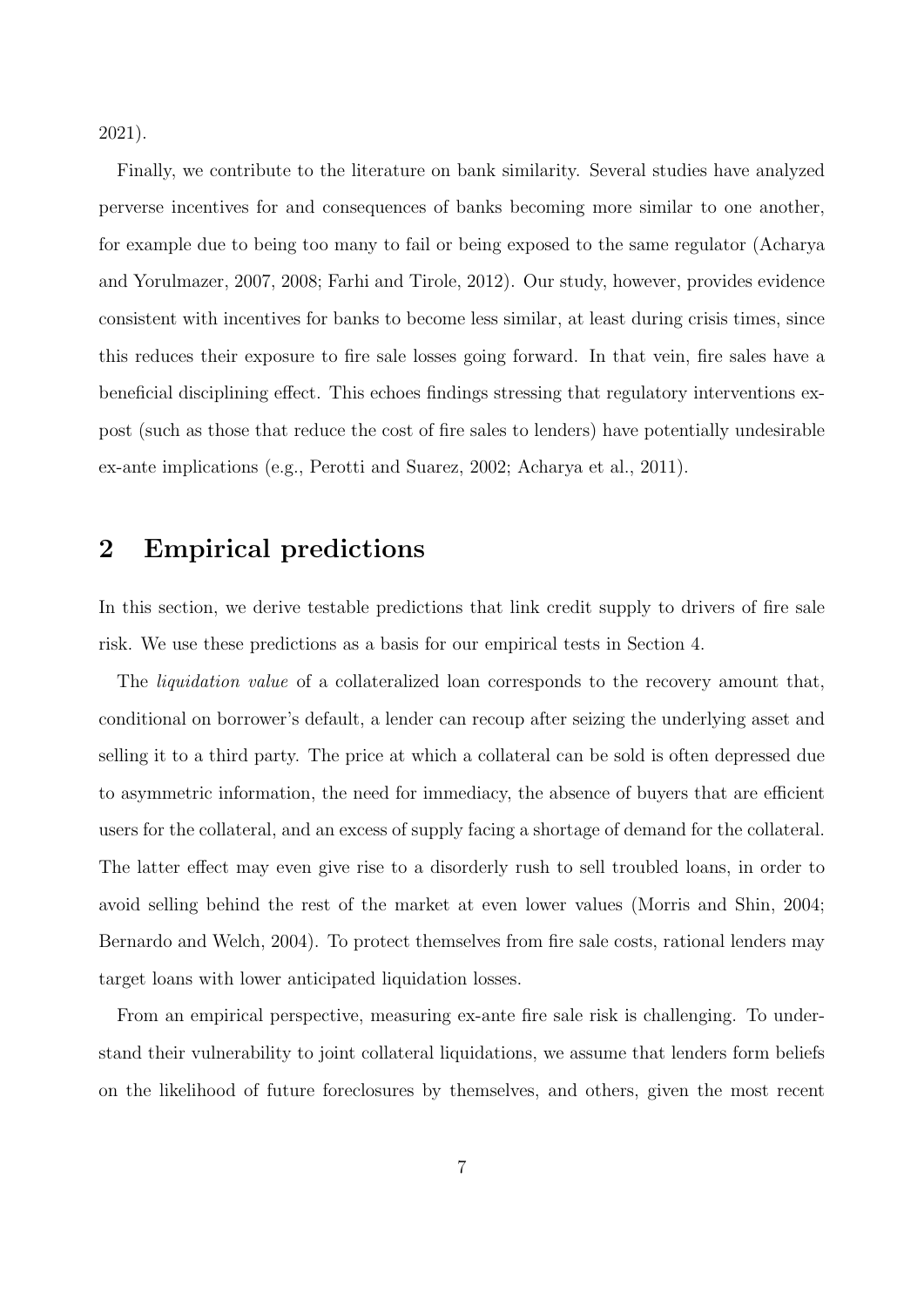2021).

Finally, we contribute to the literature on bank similarity. Several studies have analyzed perverse incentives for and consequences of banks becoming more similar to one another, for example due to being too many to fail or being exposed to the same regulator (Acharya and Yorulmazer, 2007, 2008; Farhi and Tirole, 2012). Our study, however, provides evidence consistent with incentives for banks to become less similar, at least during crisis times, since this reduces their exposure to fire sale losses going forward. In that vein, fire sales have a beneficial disciplining effect. This echoes findings stressing that regulatory interventions ex-post (such as those that reduce the cost of fire sales to lenders) have potentially undesirable ex-ante implications (e.g., Perotti and Suarez, 2002; Acharya et al., 2011).

## 2 Empirical predictions

In this section, we derive testable predictions that link credit supply to drivers of fire sale risk. We use these predictions as a basis for our empirical tests in Section 4.

The *liquidation value* of a collateralized loan corresponds to the recovery amount that, conditional on borrower's default, a lender can recoup after seizing the underlying asset and selling it to a third party. The price at which a collateral can be sold is often depressed due to asymmetric information, the need for immediacy, the absence of buyers that are efficient users for the collateral, and an excess of supply facing a shortage of demand for the collateral. The latter effect may even give rise to a disorderly rush to sell troubled loans, in order to avoid selling behind the rest of the market at even lower values (Morris and Shin, 2004; Bernardo and Welch, 2004). To protect themselves from fire sale costs, rational lenders may target loans with lower anticipated liquidation losses.

From an empirical perspective, measuring ex-ante fire sale risk is challenging. To understand their vulnerability to joint collateral liquidations, we assume that lenders form beliefs on the likelihood of future foreclosures by themselves, and others, given the most recent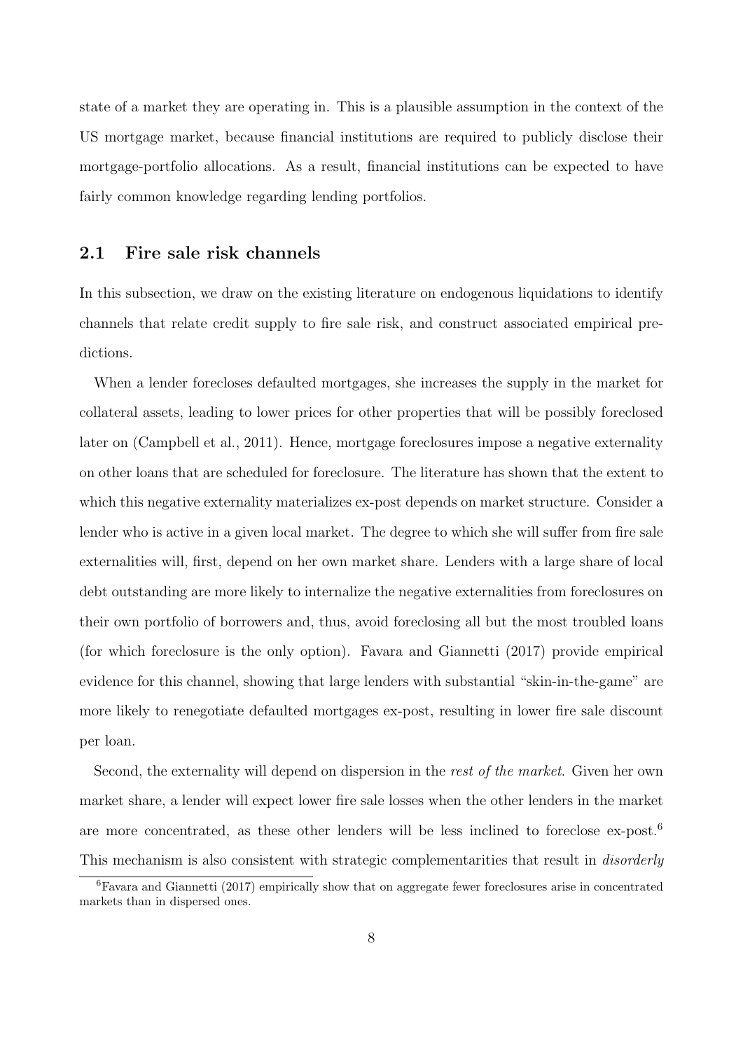state of a market they are operating in. This is a plausible assumption in the context of the US mortgage market, because financial institutions are required to publicly disclose their mortgage-portfolio allocations. As a result, financial institutions can be expected to have fairly common knowledge regarding lending portfolios.

## 2.1 Fire sale risk channels

In this subsection, we draw on the existing literature on endogenous liquidations to identify channels that relate credit supply to fire sale risk, and construct associated empirical predictions.

When a lender forecloses defaulted mortgages, she increases the supply in the market for collateral assets, leading to lower prices for other properties that will be possibly foreclosed later on (Campbell et al., 2011). Hence, mortgage foreclosures impose a negative externality on other loans that are scheduled for foreclosure. The literature has shown that the extent to which this negative externality materializes ex-post depends on market structure. Consider a lender who is active in a given local market. The degree to which she will suffer from fire sale externalities will, first, depend on her own market share. Lenders with a large share of local debt outstanding are more likely to internalize the negative externalities from foreclosures on their own portfolio of borrowers and, thus, avoid foreclosing all but the most troubled loans (for which foreclosure is the only option). Favara and Giannetti (2017) provide empirical evidence for this channel, showing that large lenders with substantial "skin-in-the-game" are more likely to renegotiate defaulted mortgages ex-post, resulting in lower fire sale discount per loan.

Second, the externality will depend on dispersion in the *rest of the market*. Given her own market share, a lender will expect lower fire sale losses when the other lenders in the market are more concentrated, as these other lenders will be less inclined to foreclose ex-post.[6] This mechanism is also consistent with strategic complementarities that result in *disorderly*

[6] Favara and Giannetti (2017) empirically show that on aggregate fewer foreclosures arise in concentrated markets than in dispersed ones.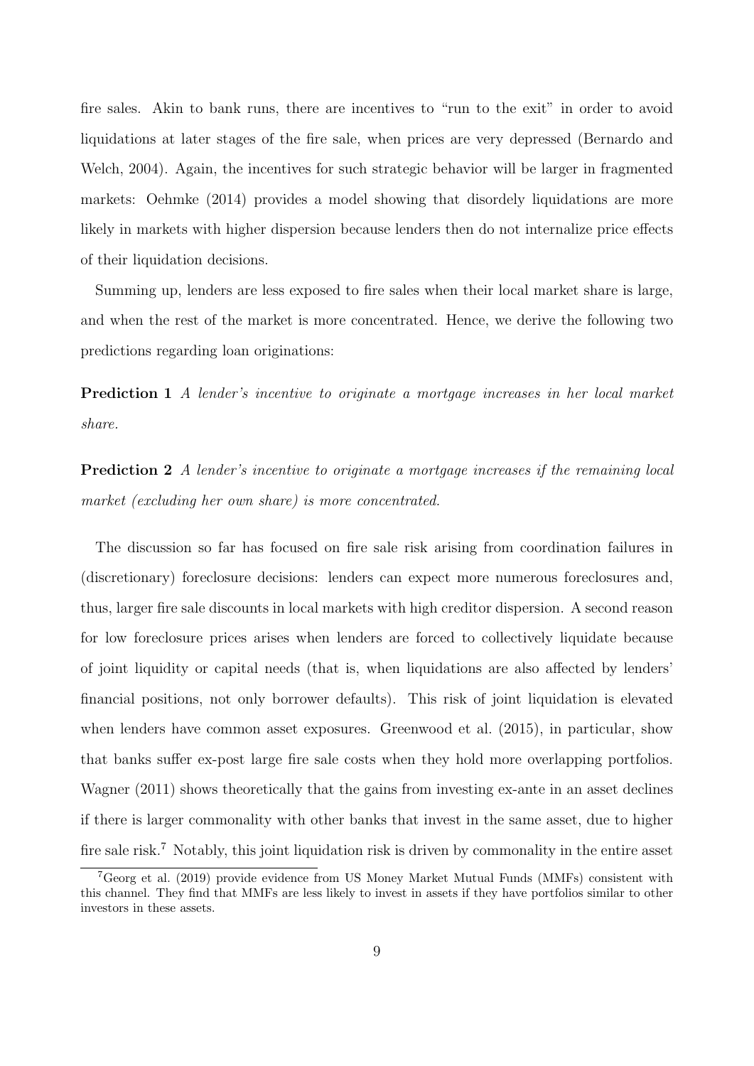fire sales. Akin to bank runs, there are incentives to "run to the exit" in order to avoid liquidations at later stages of the fire sale, when prices are very depressed (Bernardo and Welch, 2004). Again, the incentives for such strategic behavior will be larger in fragmented markets: Oehmke (2014) provides a model showing that disordely liquidations are more likely in markets with higher dispersion because lenders then do not internalize price effects of their liquidation decisions.

Summing up, lenders are less exposed to fire sales when their local market share is large, and when the rest of the market is more concentrated. Hence, we derive the following two predictions regarding loan originations:

**Prediction 1** *A lender's incentive to originate a mortgage increases in her local market share.*

**Prediction 2** *A lender's incentive to originate a mortgage increases if the remaining local market (excluding her own share) is more concentrated.*

The discussion so far has focused on fire sale risk arising from coordination failures in (discretionary) foreclosure decisions: lenders can expect more numerous foreclosures and, thus, larger fire sale discounts in local markets with high creditor dispersion. A second reason for low foreclosure prices arises when lenders are forced to collectively liquidate because of joint liquidity or capital needs (that is, when liquidations are also affected by lenders' financial positions, not only borrower defaults). This risk of joint liquidation is elevated when lenders have common asset exposures. Greenwood et al. (2015), in particular, show that banks suffer ex-post large fire sale costs when they hold more overlapping portfolios. Wagner (2011) shows theoretically that the gains from investing ex-ante in an asset declines if there is larger commonality with other banks that invest in the same asset, due to higher fire sale risk.[7] Notably, this joint liquidation risk is driven by commonality in the entire asset

[7] Georg et al. (2019) provide evidence from US Money Market Mutual Funds (MMFs) consistent with this channel. They find that MMFs are less likely to invest in assets if they have portfolios similar to other investors in these assets.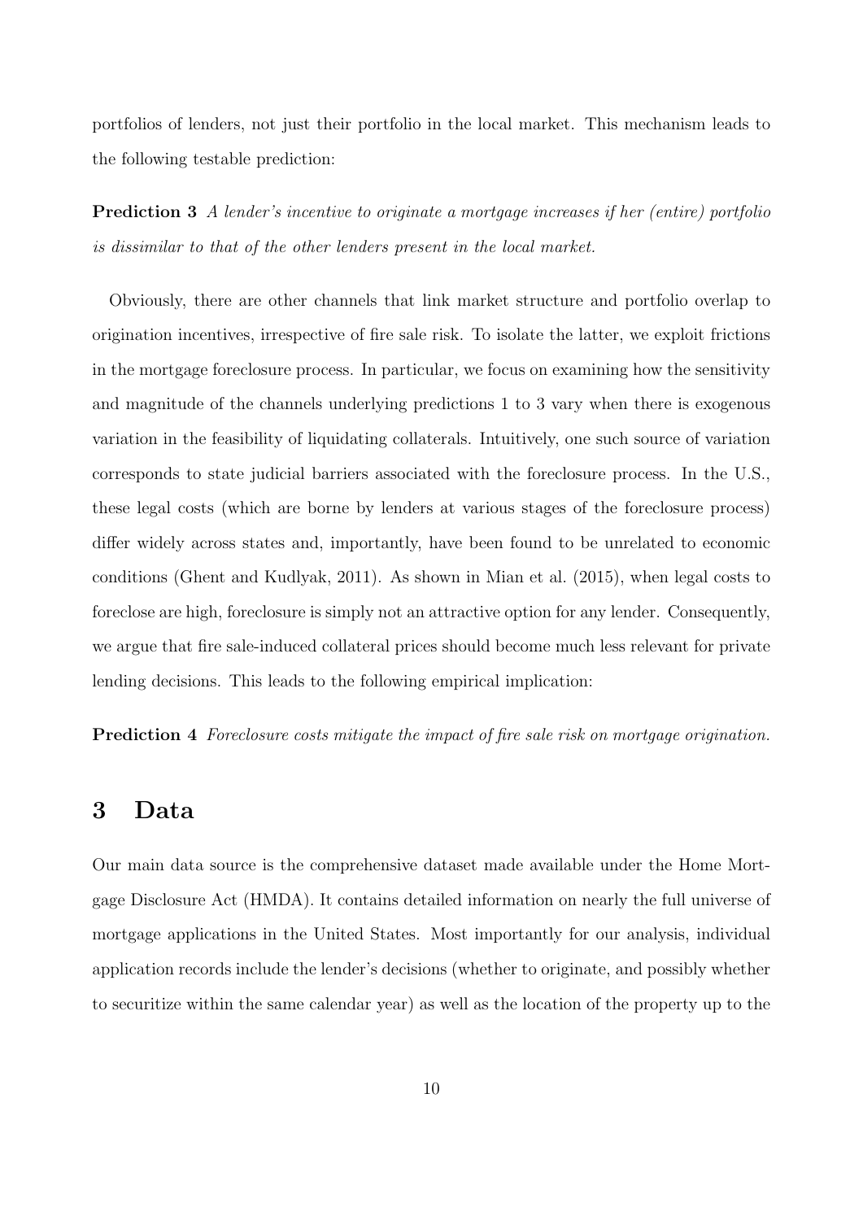portfolios of lenders, not just their portfolio in the local market. This mechanism leads to the following testable prediction:

**Prediction 3** *A lender's incentive to originate a mortgage increases if her (entire) portfolio is dissimilar to that of the other lenders present in the local market.*

Obviously, there are other channels that link market structure and portfolio overlap to origination incentives, irrespective of fire sale risk. To isolate the latter, we exploit frictions in the mortgage foreclosure process. In particular, we focus on examining how the sensitivity and magnitude of the channels underlying predictions 1 to 3 vary when there is exogenous variation in the feasibility of liquidating collaterals. Intuitively, one such source of variation corresponds to state judicial barriers associated with the foreclosure process. In the U.S., these legal costs (which are borne by lenders at various stages of the foreclosure process) differ widely across states and, importantly, have been found to be unrelated to economic conditions (Ghent and Kudlyak, 2011). As shown in Mian et al. (2015), when legal costs to foreclose are high, foreclosure is simply not an attractive option for any lender. Consequently, we argue that fire sale-induced collateral prices should become much less relevant for private lending decisions. This leads to the following empirical implication:

**Prediction 4** *Foreclosure costs mitigate the impact of fire sale risk on mortgage origination.*

# 3 Data

Our main data source is the comprehensive dataset made available under the Home Mortgage Disclosure Act (HMDA). It contains detailed information on nearly the full universe of mortgage applications in the United States. Most importantly for our analysis, individual application records include the lender's decisions (whether to originate, and possibly whether to securitize within the same calendar year) as well as the location of the property up to the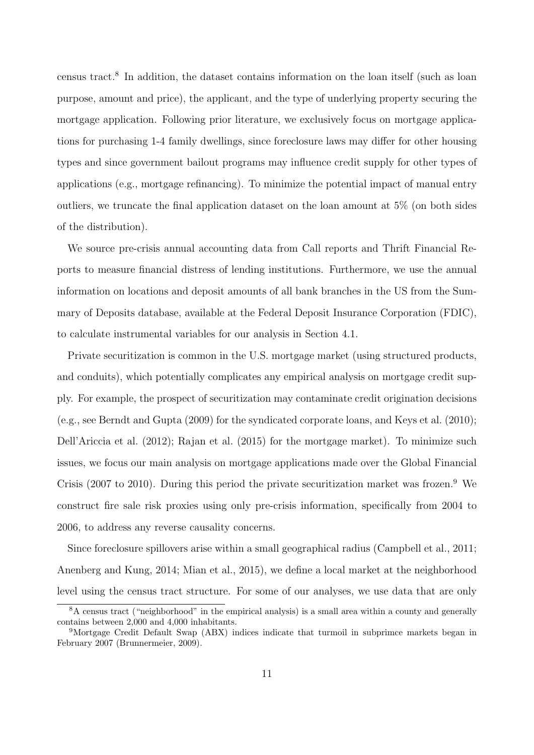census tract.[8] In addition, the dataset contains information on the loan itself (such as loan purpose, amount and price), the applicant, and the type of underlying property securing the mortgage application. Following prior literature, we exclusively focus on mortgage applications for purchasing 1-4 family dwellings, since foreclosure laws may differ for other housing types and since government bailout programs may influence credit supply for other types of applications (e.g., mortgage refinancing). To minimize the potential impact of manual entry outliers, we truncate the final application dataset on the loan amount at 5% (on both sides of the distribution).

We source pre-crisis annual accounting data from Call reports and Thrift Financial Reports to measure financial distress of lending institutions. Furthermore, we use the annual information on locations and deposit amounts of all bank branches in the US from the Summary of Deposits database, available at the Federal Deposit Insurance Corporation (FDIC), to calculate instrumental variables for our analysis in Section 4.1.

Private securitization is common in the U.S. mortgage market (using structured products, and conduits), which potentially complicates any empirical analysis on mortgage credit supply. For example, the prospect of securitization may contaminate credit origination decisions (e.g., see Berndt and Gupta (2009) for the syndicated corporate loans, and Keys et al. (2010); Dell'Ariccia et al. (2012); Rajan et al. (2015) for the mortgage market). To minimize such issues, we focus our main analysis on mortgage applications made over the Global Financial Crisis (2007 to 2010). During this period the private securitization market was frozen.[9] We construct fire sale risk proxies using only pre-crisis information, specifically from 2004 to 2006, to address any reverse causality concerns.

Since foreclosure spillovers arise within a small geographical radius (Campbell et al., 2011; Anenberg and Kung, 2014; Mian et al., 2015), we define a local market at the neighborhood level using the census tract structure. For some of our analyses, we use data that are only

[8] A census tract ("neighborhood" in the empirical analysis) is a small area within a county and generally contains between 2,000 and 4,000 inhabitants.

[9] Mortgage Credit Default Swap (ABX) indices indicate that turmoil in subprimce markets began in February 2007 (Brunnermeier, 2009).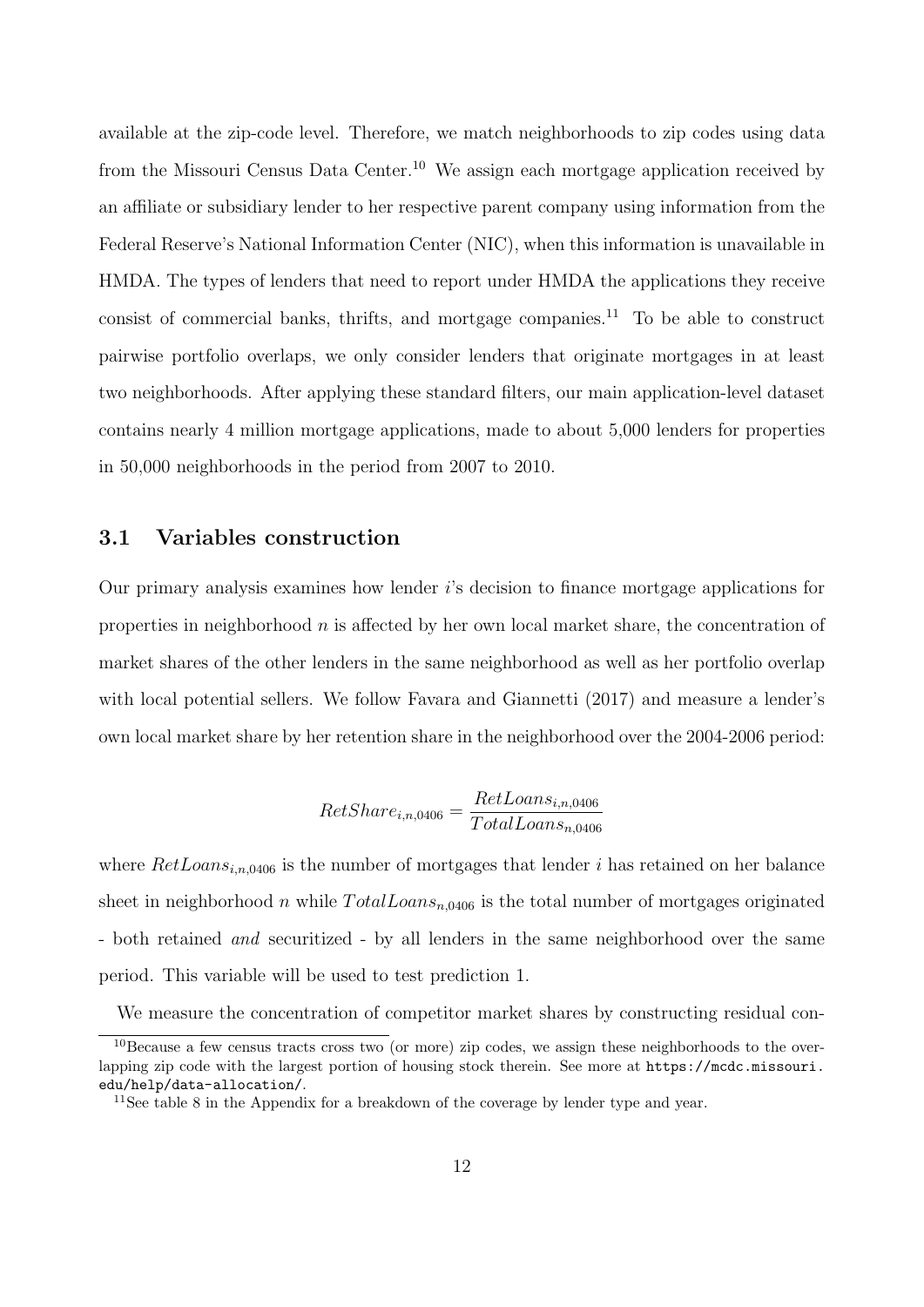available at the zip-code level. Therefore, we match neighborhoods to zip codes using data from the Missouri Census Data Center.[10] We assign each mortgage application received by an affiliate or subsidiary lender to her respective parent company using information from the Federal Reserve's National Information Center (NIC), when this information is unavailable in HMDA. The types of lenders that need to report under HMDA the applications they receive consist of commercial banks, thrifts, and mortgage companies.[11] To be able to construct pairwise portfolio overlaps, we only consider lenders that originate mortgages in at least two neighborhoods. After applying these standard filters, our main application-level dataset contains nearly 4 million mortgage applications, made to about 5,000 lenders for properties in 50,000 neighborhoods in the period from 2007 to 2010.

## 3.1 Variables construction

Our primary analysis examines how lender $i$'s decision to finance mortgage applications for properties in neighborhood $n$ is affected by her own local market share, the concentration of market shares of the other lenders in the same neighborhood as well as her portfolio overlap with local potential sellers. We follow Favara and Giannetti (2017) and measure a lender's own local market share by her retention share in the neighborhood over the 2004-2006 period:

$$RetShare_{i,n,0406} = \frac{RetLoans_{i,n,0406}}{TotalLoans_{n,0406}}$$

where $RetLoans_{i,n,0406}$ is the number of mortgages that lender $i$ has retained on her balance sheet in neighborhood $n$ while $TotalLoans_{n,0406}$ is the total number of mortgages originated - both retained *and* securitized - by all lenders in the same neighborhood over the same period. This variable will be used to test prediction 1.

We measure the concentration of competitor market shares by constructing residual con-

[10] Because a few census tracts cross two (or more) zip codes, we assign these neighborhoods to the overlapping zip code with the largest portion of housing stock therein. See more at https://mcdc.missouri.edu/help/data-allocation/.

[11] See table 8 in the Appendix for a breakdown of the coverage by lender type and year.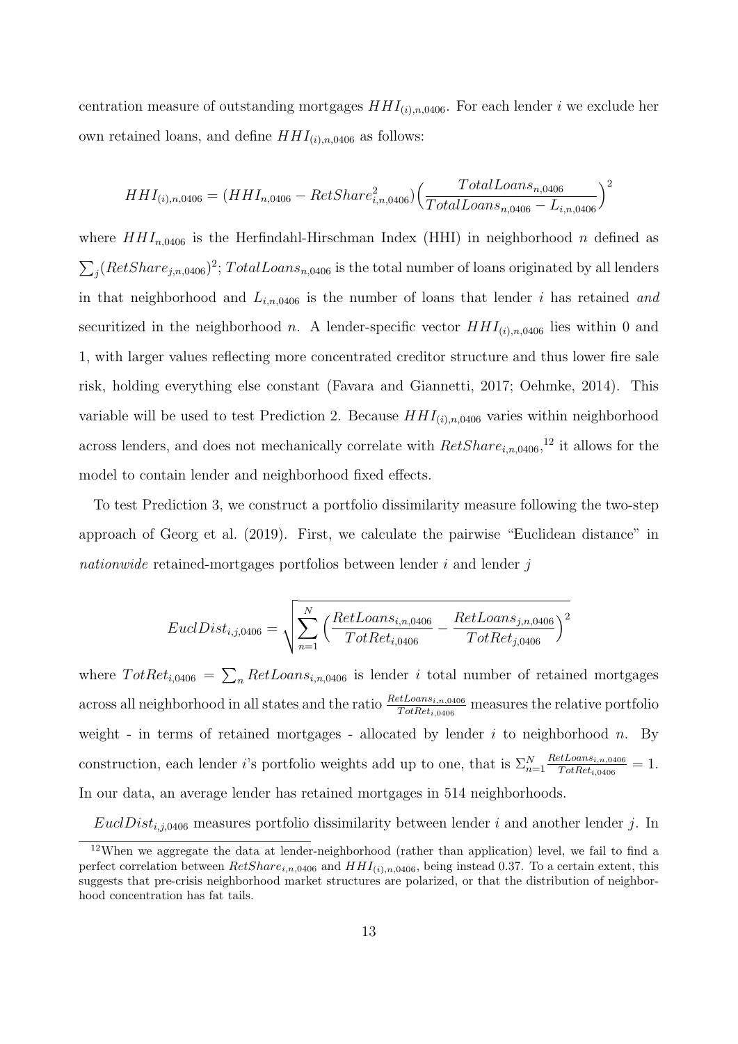centration measure of outstanding mortgages $HHI_{(i),n,0406}$. For each lender $i$ we exclude her own retained loans, and define $HHI_{(i),n,0406}$ as follows:

$$HHI_{(i),n,0406} = (HHI_{n,0406} - RetShare^2_{i,n,0406})\Big(\frac{TotalLoans_{n,0406}}{TotalLoans_{n,0406} - L_{i,n,0406}}\Big)^2$$

where $HHI_{n,0406}$ is the Herfindahl-Hirschman Index (HHI) in neighborhood $n$ defined as $\sum_j (RetShare_{j,n,0406})^2$; $TotalLoans_{n,0406}$ is the total number of loans originated by all lenders in that neighborhood and $L_{i,n,0406}$ is the number of loans that lender $i$ has retained *and* securitized in the neighborhood $n$. A lender-specific vector $HHI_{(i),n,0406}$ lies within 0 and 1, with larger values reflecting more concentrated creditor structure and thus lower fire sale risk, holding everything else constant (Favara and Giannetti, 2017; Oehmke, 2014). This variable will be used to test Prediction 2. Because $HHI_{(i),n,0406}$ varies within neighborhood across lenders, and does not mechanically correlate with $RetShare_{i,n,0406}$,[12] it allows for the model to contain lender and neighborhood fixed effects.

To test Prediction 3, we construct a portfolio dissimilarity measure following the two-step approach of Georg et al. (2019). First, we calculate the pairwise "Euclidean distance" in *nationwide* retained-mortgages portfolios between lender $i$ and lender $j$

$$EuclDist_{i,j,0406} = \sqrt{\sum_{n=1}^{N} \Big(\frac{RetLoans_{i,n,0406}}{TotRet_{i,0406}} - \frac{RetLoans_{j,n,0406}}{TotRet_{j,0406}}\Big)^2}$$

where $TotRet_{i,0406} = \sum_n RetLoans_{i,n,0406}$ is lender $i$ total number of retained mortgages across all neighborhood in all states and the ratio $\frac{RetLoans_{i,n,0406}}{TotRet_{i,0406}}$ measures the relative portfolio weight - in terms of retained mortgages - allocated by lender $i$ to neighborhood $n$. By construction, each lender $i$'s portfolio weights add up to one, that is $\Sigma_{n=1}^{N} \frac{RetLoans_{i,n,0406}}{TotRet_{i,0406}} = 1$. In our data, an average lender has retained mortgages in 514 neighborhoods.

$EuclDist_{i,j,0406}$ measures portfolio dissimilarity between lender $i$ and another lender $j$. In

[12] When we aggregate the data at lender-neighborhood (rather than application) level, we fail to find a perfect correlation between $RetShare_{i,n,0406}$ and $HHI_{(i),n,0406}$, being instead 0.37. To a certain extent, this suggests that pre-crisis neighborhood market structures are polarized, or that the distribution of neighborhood concentration has fat tails.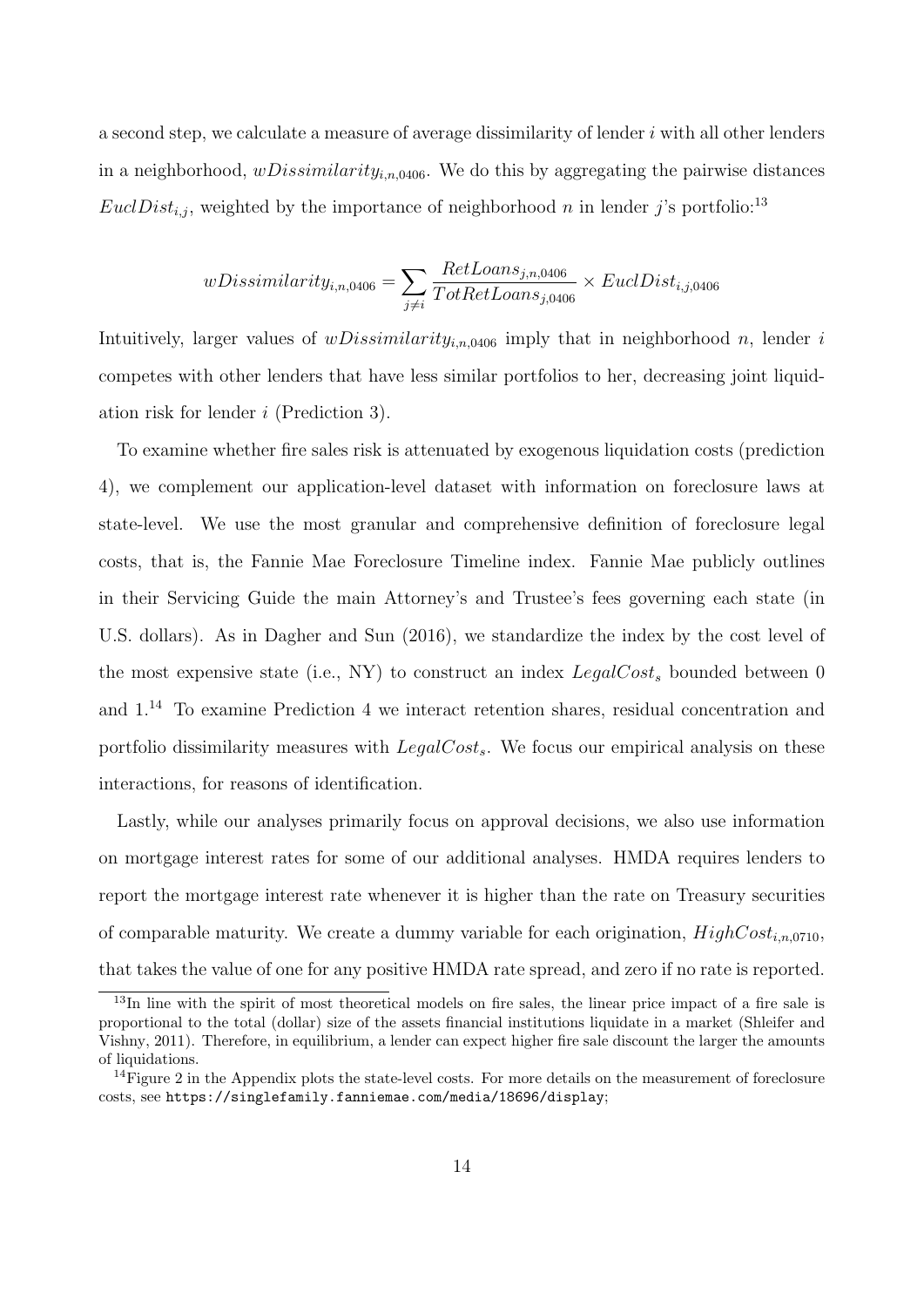a second step, we calculate a measure of average dissimilarity of lender $i$ with all other lenders in a neighborhood, $wDissimilarity_{i,n,0406}$. We do this by aggregating the pairwise distances $EuclDist_{i,j}$, weighted by the importance of neighborhood $n$ in lender $j$'s portfolio:[13]

$$wDissimilarity_{i,n,0406} = \sum_{j \neq i} \frac{RetLoans_{j,n,0406}}{TotRetLoans_{j,0406}} \times EuclDist_{i,j,0406}$$

Intuitively, larger values of $wDissimilarity_{i,n,0406}$ imply that in neighborhood $n$, lender $i$ competes with other lenders that have less similar portfolios to her, decreasing joint liquidation risk for lender $i$ (Prediction 3).

To examine whether fire sales risk is attenuated by exogenous liquidation costs (prediction 4), we complement our application-level dataset with information on foreclosure laws at state-level. We use the most granular and comprehensive definition of foreclosure legal costs, that is, the Fannie Mae Foreclosure Timeline index. Fannie Mae publicly outlines in their Servicing Guide the main Attorney's and Trustee's fees governing each state (in U.S. dollars). As in Dagher and Sun (2016), we standardize the index by the cost level of the most expensive state (i.e., NY) to construct an index $LegalCost_s$ bounded between 0 and 1.[14] To examine Prediction 4 we interact retention shares, residual concentration and portfolio dissimilarity measures with $LegalCost_s$. We focus our empirical analysis on these interactions, for reasons of identification.

Lastly, while our analyses primarily focus on approval decisions, we also use information on mortgage interest rates for some of our additional analyses. HMDA requires lenders to report the mortgage interest rate whenever it is higher than the rate on Treasury securities of comparable maturity. We create a dummy variable for each origination, $HighCost_{i,n,0710}$, that takes the value of one for any positive HMDA rate spread, and zero if no rate is reported.

[13] In line with the spirit of most theoretical models on fire sales, the linear price impact of a fire sale is proportional to the total (dollar) size of the assets financial institutions liquidate in a market (Shleifer and Vishny, 2011). Therefore, in equilibrium, a lender can expect higher fire sale discount the larger the amounts of liquidations.

[14] Figure 2 in the Appendix plots the state-level costs. For more details on the measurement of foreclosure costs, see https://singlefamily.fanniemae.com/media/18696/display;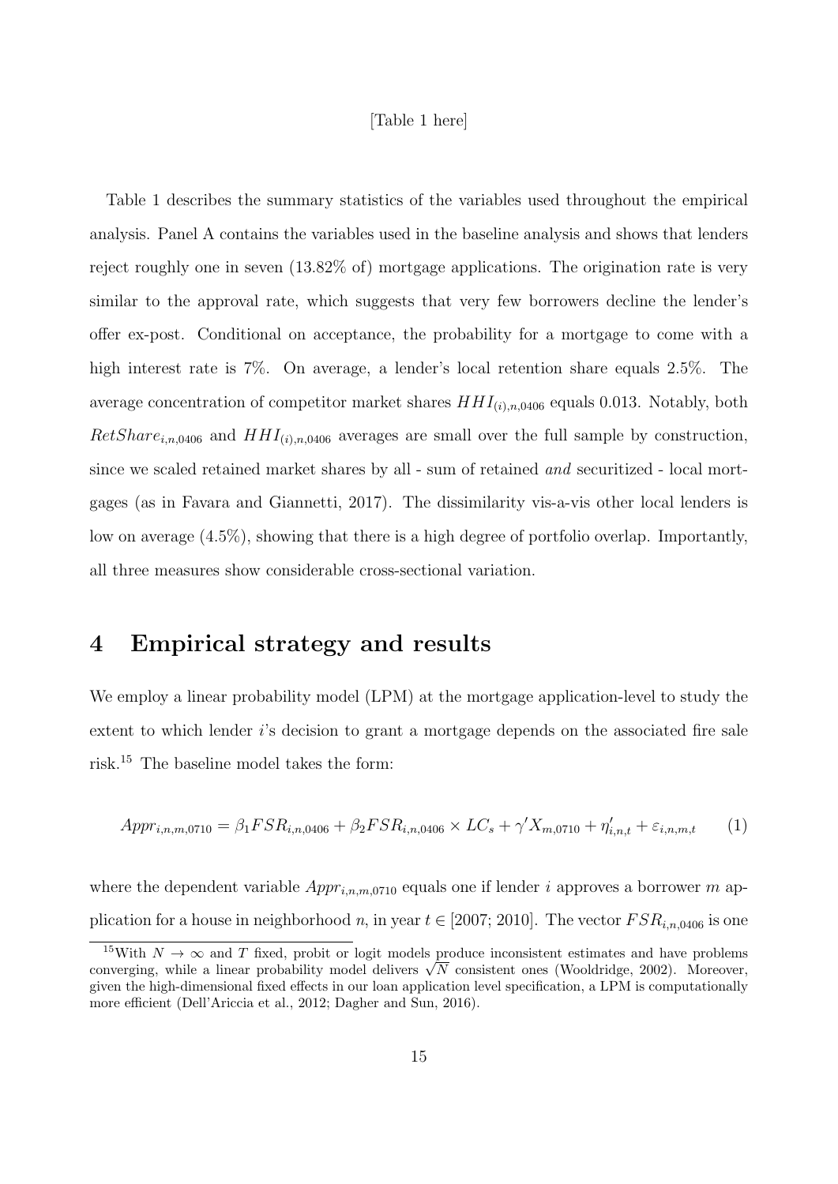[Table 1 here]

Table 1 describes the summary statistics of the variables used throughout the empirical analysis. Panel A contains the variables used in the baseline analysis and shows that lenders reject roughly one in seven (13.82% of) mortgage applications. The origination rate is very similar to the approval rate, which suggests that very few borrowers decline the lender's offer ex-post. Conditional on acceptance, the probability for a mortgage to come with a high interest rate is 7%. On average, a lender's local retention share equals 2.5%. The average concentration of competitor market shares $HHI_{(i),n,0406}$ equals 0.013. Notably, both $RetShare_{i,n,0406}$ and $HHI_{(i),n,0406}$ averages are small over the full sample by construction, since we scaled retained market shares by all - sum of retained *and* securitized - local mortgages (as in Favara and Giannetti, 2017). The dissimilarity vis-a-vis other local lenders is low on average (4.5%), showing that there is a high degree of portfolio overlap. Importantly, all three measures show considerable cross-sectional variation.

# 4 Empirical strategy and results

We employ a linear probability model (LPM) at the mortgage application-level to study the extent to which lender $i$'s decision to grant a mortgage depends on the associated fire sale risk.[15] The baseline model takes the form:

$$Appr_{i,n,m,0710} = \beta_1 FSR_{i,n,0406} + \beta_2 FSR_{i,n,0406} \times LC_s + \gamma' X_{m,0710} + \eta'_{i,n,t} + \varepsilon_{i,n,m,t} \qquad (1)$$

where the dependent variable $Appr_{i,n,m,0710}$ equals one if lender $i$ approves a borrower $m$ application for a house in neighborhood $n$, in year $t \in [2007; 2010]$. The vector $FSR_{i,n,0406}$ is one

[15] With $N \to \infty$ and $T$ fixed, probit or logit models produce inconsistent estimates and have problems converging, while a linear probability model delivers $\sqrt{N}$ consistent ones (Wooldridge, 2002). Moreover, given the high-dimensional fixed effects in our loan application level specification, a LPM is computationally more efficient (Dell'Ariccia et al., 2012; Dagher and Sun, 2016).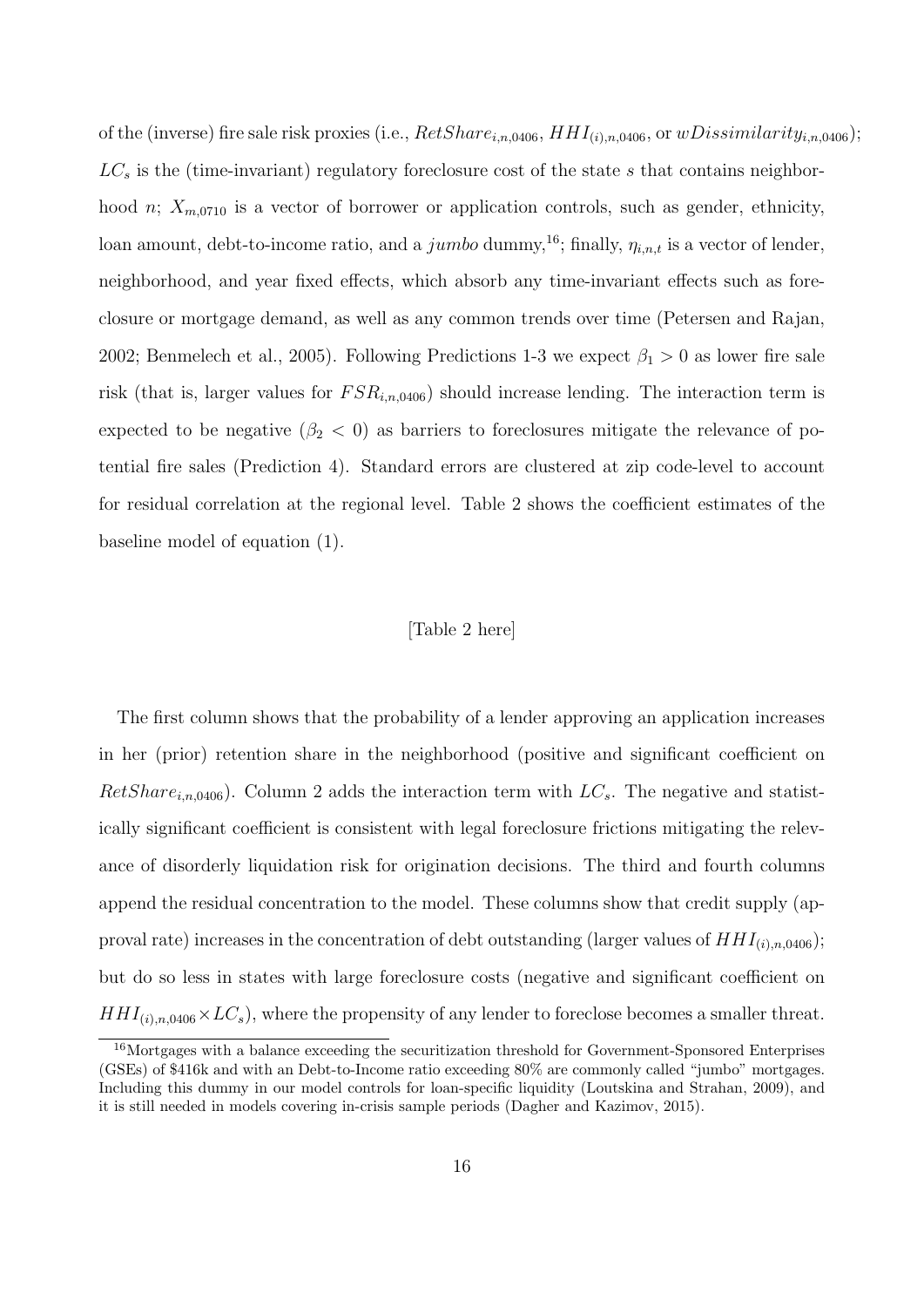of the (inverse) fire sale risk proxies (i.e., $RetShare_{i,n,0406}$, $HHI_{(i),n,0406}$, or $wDissimilarity_{i,n,0406}$); $LC_s$ is the (time-invariant) regulatory foreclosure cost of the state $s$ that contains neighborhood $n$; $X_{m,0710}$ is a vector of borrower or application controls, such as gender, ethnicity, loan amount, debt-to-income ratio, and a *jumbo* dummy,[16]; finally, $\eta_{i,n,t}$ is a vector of lender, neighborhood, and year fixed effects, which absorb any time-invariant effects such as foreclosure or mortgage demand, as well as any common trends over time (Petersen and Rajan, 2002; Benmelech et al., 2005). Following Predictions 1-3 we expect $\beta_1 > 0$ as lower fire sale risk (that is, larger values for $FSR_{i,n,0406}$) should increase lending. The interaction term is expected to be negative ($\beta_2 < 0$) as barriers to foreclosures mitigate the relevance of potential fire sales (Prediction 4). Standard errors are clustered at zip code-level to account for residual correlation at the regional level. Table 2 shows the coefficient estimates of the baseline model of equation (1).

[Table 2 here]

The first column shows that the probability of a lender approving an application increases in her (prior) retention share in the neighborhood (positive and significant coefficient on $RetShare_{i,n,0406}$). Column 2 adds the interaction term with $LC_s$. The negative and statistically significant coefficient is consistent with legal foreclosure frictions mitigating the relevance of disorderly liquidation risk for origination decisions. The third and fourth columns append the residual concentration to the model. These columns show that credit supply (approval rate) increases in the concentration of debt outstanding (larger values of $HHI_{(i),n,0406}$); but do so less in states with large foreclosure costs (negative and significant coefficient on $HHI_{(i),n,0406} \times LC_s$), where the propensity of any lender to foreclose becomes a smaller threat.

[16]Mortgages with a balance exceeding the securitization threshold for Government-Sponsored Enterprises (GSEs) of \$416k and with an Debt-to-Income ratio exceeding 80% are commonly called "jumbo" mortgages. Including this dummy in our model controls for loan-specific liquidity (Loutskina and Strahan, 2009), and it is still needed in models covering in-crisis sample periods (Dagher and Kazimov, 2015).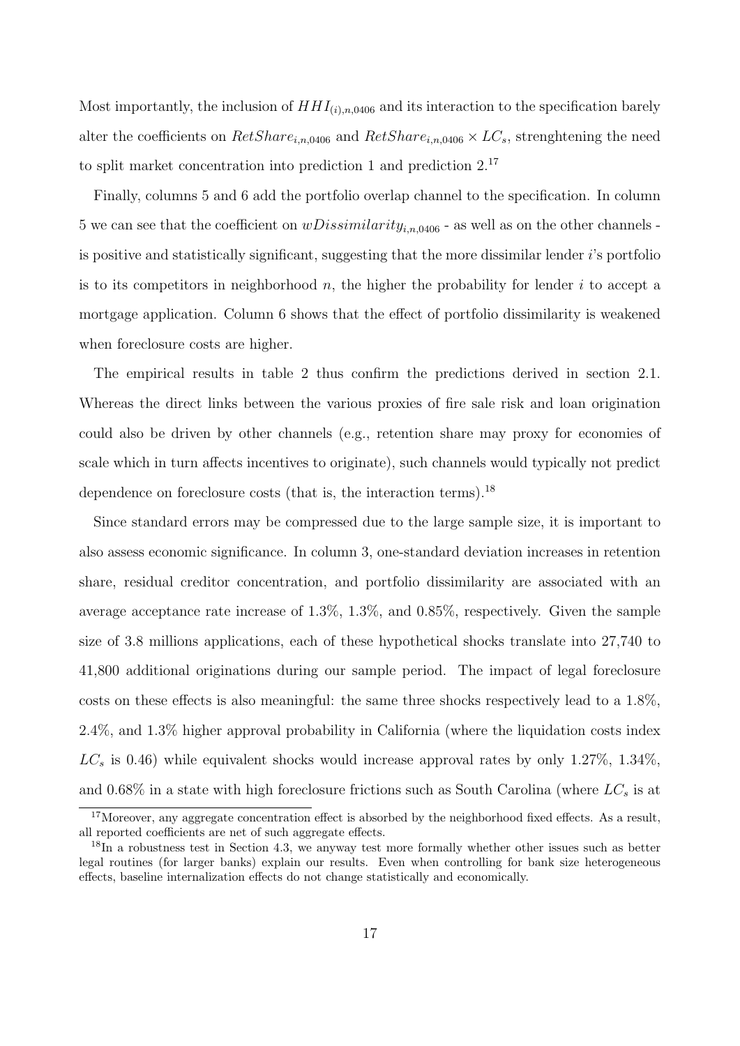Most importantly, the inclusion of $HHI_{(i),n,0406}$ and its interaction to the specification barely alter the coefficients on $RetShare_{i,n,0406}$ and $RetShare_{i,n,0406} \times LC_s$, strenghtening the need to split market concentration into prediction 1 and prediction 2.[17]

Finally, columns 5 and 6 add the portfolio overlap channel to the specification. In column 5 we can see that the coefficient on $wDissimilarity_{i,n,0406}$ - as well as on the other channels - is positive and statistically significant, suggesting that the more dissimilar lender $i$'s portfolio is to its competitors in neighborhood $n$, the higher the probability for lender $i$ to accept a mortgage application. Column 6 shows that the effect of portfolio dissimilarity is weakened when foreclosure costs are higher.

The empirical results in table 2 thus confirm the predictions derived in section 2.1. Whereas the direct links between the various proxies of fire sale risk and loan origination could also be driven by other channels (e.g., retention share may proxy for economies of scale which in turn affects incentives to originate), such channels would typically not predict dependence on foreclosure costs (that is, the interaction terms).[18]

Since standard errors may be compressed due to the large sample size, it is important to also assess economic significance. In column 3, one-standard deviation increases in retention share, residual creditor concentration, and portfolio dissimilarity are associated with an average acceptance rate increase of 1.3%, 1.3%, and 0.85%, respectively. Given the sample size of 3.8 millions applications, each of these hypothetical shocks translate into 27,740 to 41,800 additional originations during our sample period. The impact of legal foreclosure costs on these effects is also meaningful: the same three shocks respectively lead to a 1.8%, 2.4%, and 1.3% higher approval probability in California (where the liquidation costs index $LC_s$ is 0.46) while equivalent shocks would increase approval rates by only 1.27%, 1.34%, and 0.68% in a state with high foreclosure frictions such as South Carolina (where $LC_s$ is at

[17] Moreover, any aggregate concentration effect is absorbed by the neighborhood fixed effects. As a result, all reported coefficients are net of such aggregate effects.

[18] In a robustness test in Section 4.3, we anyway test more formally whether other issues such as better legal routines (for larger banks) explain our results. Even when controlling for bank size heterogeneous effects, baseline internalization effects do not change statistically and economically.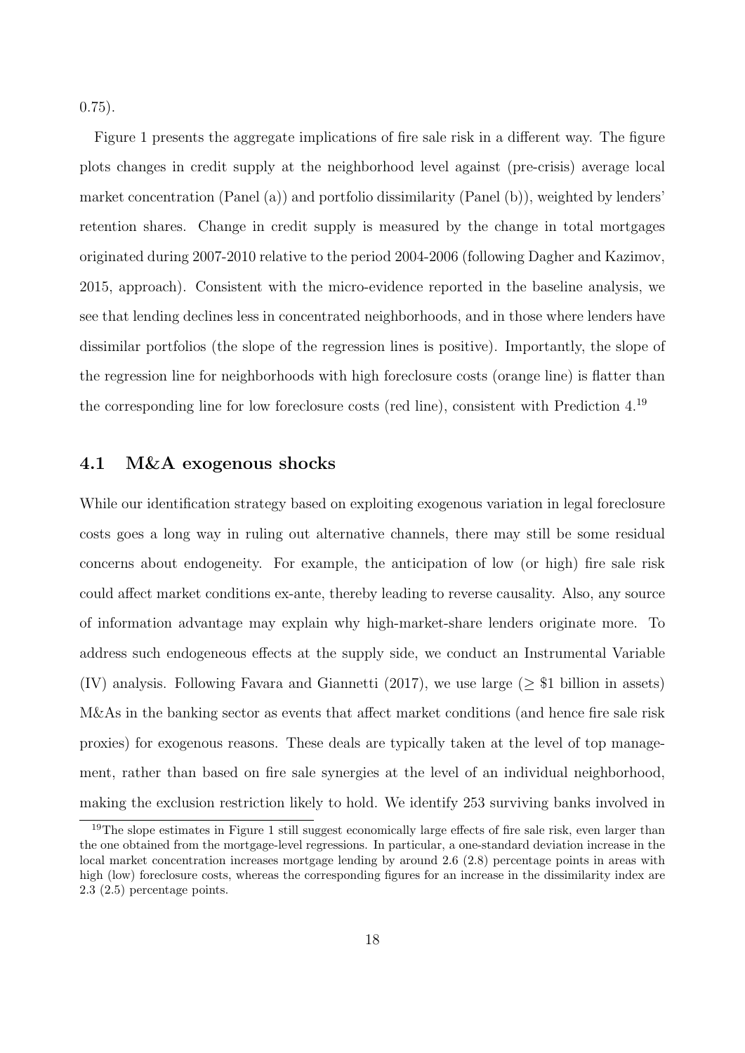0.75).

Figure 1 presents the aggregate implications of fire sale risk in a different way. The figure plots changes in credit supply at the neighborhood level against (pre-crisis) average local market concentration (Panel (a)) and portfolio dissimilarity (Panel (b)), weighted by lenders' retention shares. Change in credit supply is measured by the change in total mortgages originated during 2007-2010 relative to the period 2004-2006 (following Dagher and Kazimov, 2015, approach). Consistent with the micro-evidence reported in the baseline analysis, we see that lending declines less in concentrated neighborhoods, and in those where lenders have dissimilar portfolios (the slope of the regression lines is positive). Importantly, the slope of the regression line for neighborhoods with high foreclosure costs (orange line) is flatter than the corresponding line for low foreclosure costs (red line), consistent with Prediction 4.[19]

## 4.1 M&A exogenous shocks

While our identification strategy based on exploiting exogenous variation in legal foreclosure costs goes a long way in ruling out alternative channels, there may still be some residual concerns about endogeneity. For example, the anticipation of low (or high) fire sale risk could affect market conditions ex-ante, thereby leading to reverse causality. Also, any source of information advantage may explain why high-market-share lenders originate more. To address such endogeneous effects at the supply side, we conduct an Instrumental Variable (IV) analysis. Following Favara and Giannetti (2017), we use large ($\geq$ \$1 billion in assets) M&As in the banking sector as events that affect market conditions (and hence fire sale risk proxies) for exogenous reasons. These deals are typically taken at the level of top management, rather than based on fire sale synergies at the level of an individual neighborhood, making the exclusion restriction likely to hold. We identify 253 surviving banks involved in

[19] The slope estimates in Figure 1 still suggest economically large effects of fire sale risk, even larger than the one obtained from the mortgage-level regressions. In particular, a one-standard deviation increase in the local market concentration increases mortgage lending by around 2.6 (2.8) percentage points in areas with high (low) foreclosure costs, whereas the corresponding figures for an increase in the dissimilarity index are 2.3 (2.5) percentage points.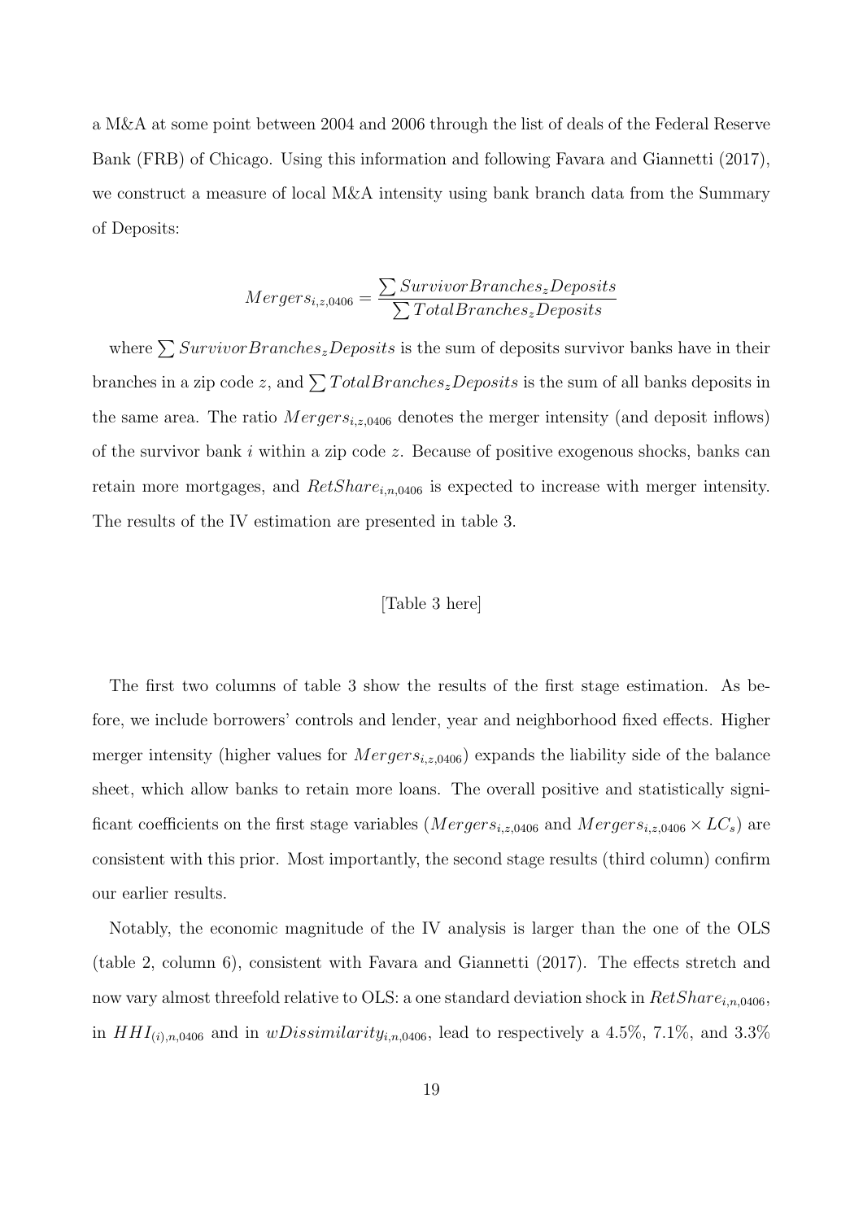a M&A at some point between 2004 and 2006 through the list of deals of the Federal Reserve Bank (FRB) of Chicago. Using this information and following Favara and Giannetti (2017), we construct a measure of local M&A intensity using bank branch data from the Summary of Deposits:

$$Mergers_{i,z,0406} = \frac{\sum SurvivorBranches_z Deposits}{\sum TotalBranches_z Deposits}$$

where $\sum SurvivorBranches_z Deposits$ is the sum of deposits survivor banks have in their branches in a zip code $z$, and $\sum TotalBranches_z Deposits$ is the sum of all banks deposits in the same area. The ratio $Mergers_{i,z,0406}$ denotes the merger intensity (and deposit inflows) of the survivor bank $i$ within a zip code $z$. Because of positive exogenous shocks, banks can retain more mortgages, and $RetShare_{i,n,0406}$ is expected to increase with merger intensity. The results of the IV estimation are presented in table 3.

[Table 3 here]

The first two columns of table 3 show the results of the first stage estimation. As before, we include borrowers' controls and lender, year and neighborhood fixed effects. Higher merger intensity (higher values for $Mergers_{i,z,0406}$) expands the liability side of the balance sheet, which allow banks to retain more loans. The overall positive and statistically significant coefficients on the first stage variables ($Mergers_{i,z,0406}$ and $Mergers_{i,z,0406} \times LC_s$) are consistent with this prior. Most importantly, the second stage results (third column) confirm our earlier results.

Notably, the economic magnitude of the IV analysis is larger than the one of the OLS (table 2, column 6), consistent with Favara and Giannetti (2017). The effects stretch and now vary almost threefold relative to OLS: a one standard deviation shock in $RetShare_{i,n,0406}$, in $HHI_{(i),n,0406}$ and in $wDissimilarity_{i,n,0406}$, lead to respectively a 4.5%, 7.1%, and 3.3%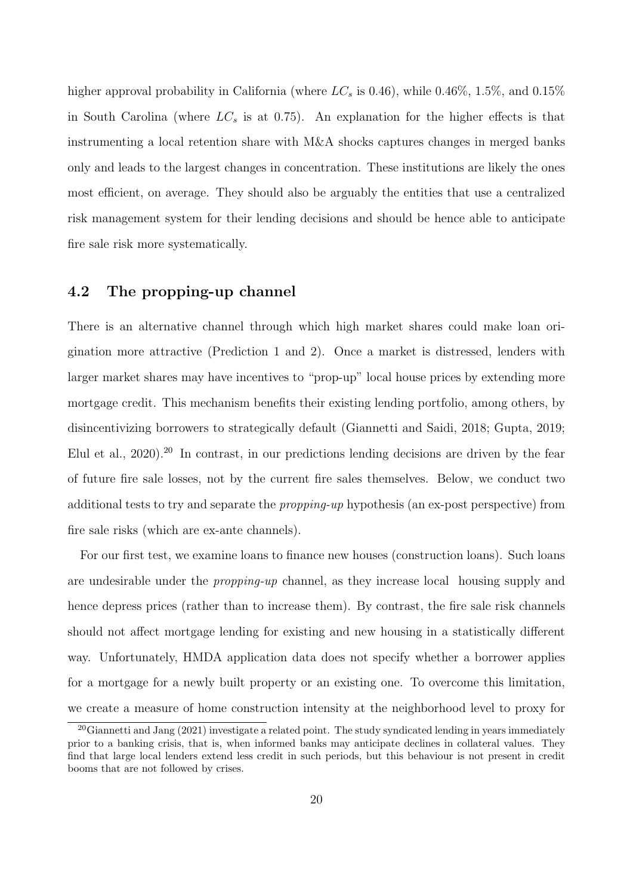higher approval probability in California (where $LC_s$ is 0.46), while 0.46%, 1.5%, and 0.15% in South Carolina (where $LC_s$ is at 0.75). An explanation for the higher effects is that instrumenting a local retention share with M&A shocks captures changes in merged banks only and leads to the largest changes in concentration. These institutions are likely the ones most efficient, on average. They should also be arguably the entities that use a centralized risk management system for their lending decisions and should be hence able to anticipate fire sale risk more systematically.

## 4.2 The propping-up channel

There is an alternative channel through which high market shares could make loan origination more attractive (Prediction 1 and 2). Once a market is distressed, lenders with larger market shares may have incentives to "prop-up" local house prices by extending more mortgage credit. This mechanism benefits their existing lending portfolio, among others, by disincentivizing borrowers to strategically default (Giannetti and Saidi, 2018; Gupta, 2019; Elul et al., 2020).[20] In contrast, in our predictions lending decisions are driven by the fear of future fire sale losses, not by the current fire sales themselves. Below, we conduct two additional tests to try and separate the *propping-up* hypothesis (an ex-post perspective) from fire sale risks (which are ex-ante channels).

For our first test, we examine loans to finance new houses (construction loans). Such loans are undesirable under the *propping-up* channel, as they increase local housing supply and hence depress prices (rather than to increase them). By contrast, the fire sale risk channels should not affect mortgage lending for existing and new housing in a statistically different way. Unfortunately, HMDA application data does not specify whether a borrower applies for a mortgage for a newly built property or an existing one. To overcome this limitation, we create a measure of home construction intensity at the neighborhood level to proxy for

[20] Giannetti and Jang (2021) investigate a related point. The study syndicated lending in years immediately prior to a banking crisis, that is, when informed banks may anticipate declines in collateral values. They find that large local lenders extend less credit in such periods, but this behaviour is not present in credit booms that are not followed by crises.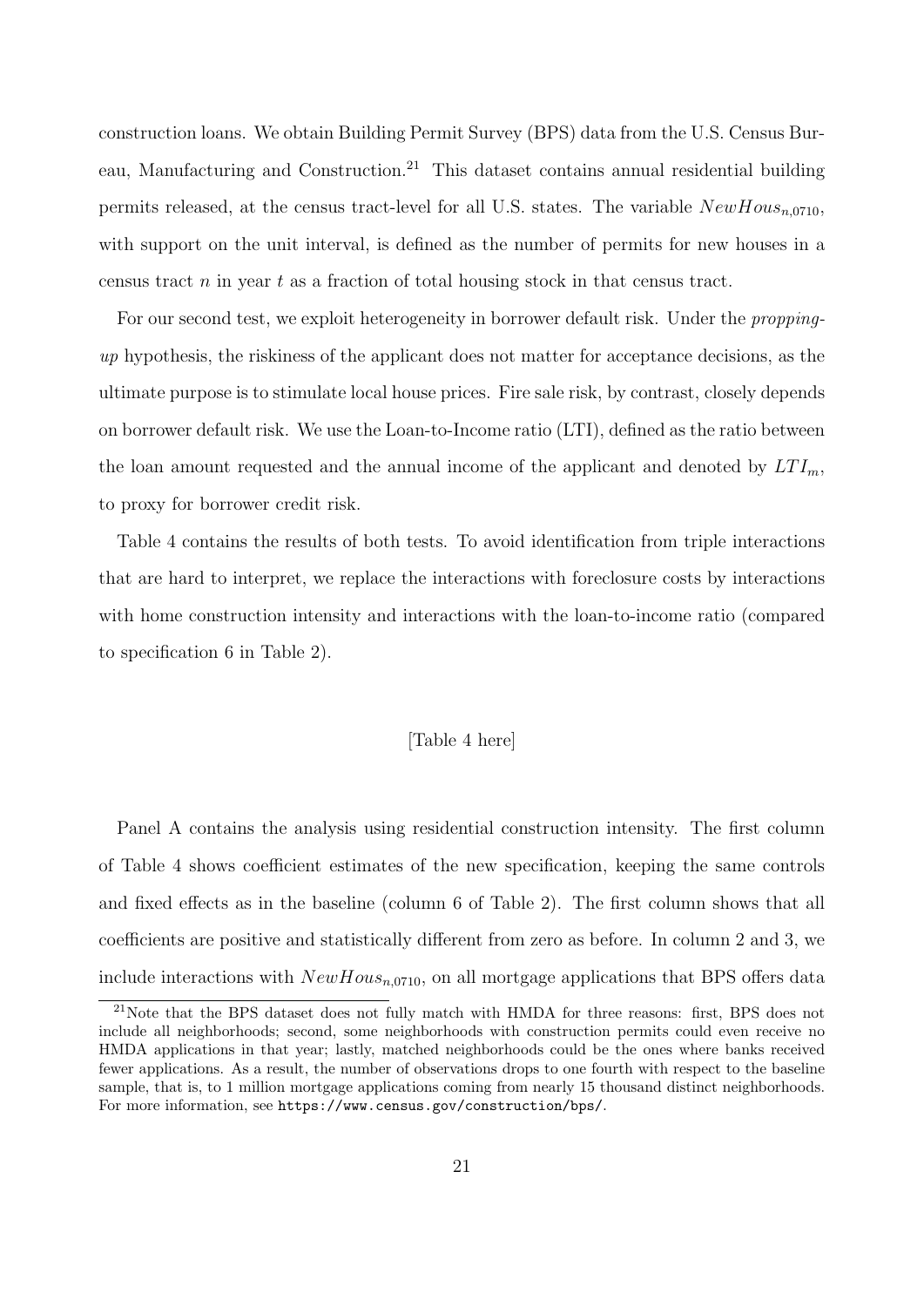construction loans. We obtain Building Permit Survey (BPS) data from the U.S. Census Bureau, Manufacturing and Construction.[21] This dataset contains annual residential building permits released, at the census tract-level for all U.S. states. The variable $NewHous_{n,0710}$, with support on the unit interval, is defined as the number of permits for new houses in a census tract $n$ in year $t$ as a fraction of total housing stock in that census tract.

For our second test, we exploit heterogeneity in borrower default risk. Under the *propping-up* hypothesis, the riskiness of the applicant does not matter for acceptance decisions, as the ultimate purpose is to stimulate local house prices. Fire sale risk, by contrast, closely depends on borrower default risk. We use the Loan-to-Income ratio (LTI), defined as the ratio between the loan amount requested and the annual income of the applicant and denoted by $LTI_m$, to proxy for borrower credit risk.

Table 4 contains the results of both tests. To avoid identification from triple interactions that are hard to interpret, we replace the interactions with foreclosure costs by interactions with home construction intensity and interactions with the loan-to-income ratio (compared to specification 6 in Table 2).

[Table 4 here]

Panel A contains the analysis using residential construction intensity. The first column of Table 4 shows coefficient estimates of the new specification, keeping the same controls and fixed effects as in the baseline (column 6 of Table 2). The first column shows that all coefficients are positive and statistically different from zero as before. In column 2 and 3, we include interactions with $NewHous_{n,0710}$, on all mortgage applications that BPS offers data

[21] Note that the BPS dataset does not fully match with HMDA for three reasons: first, BPS does not include all neighborhoods; second, some neighborhoods with construction permits could even receive no HMDA applications in that year; lastly, matched neighborhoods could be the ones where banks received fewer applications. As a result, the number of observations drops to one fourth with respect to the baseline sample, that is, to 1 million mortgage applications coming from nearly 15 thousand distinct neighborhoods. For more information, see `https://www.census.gov/construction/bps/`.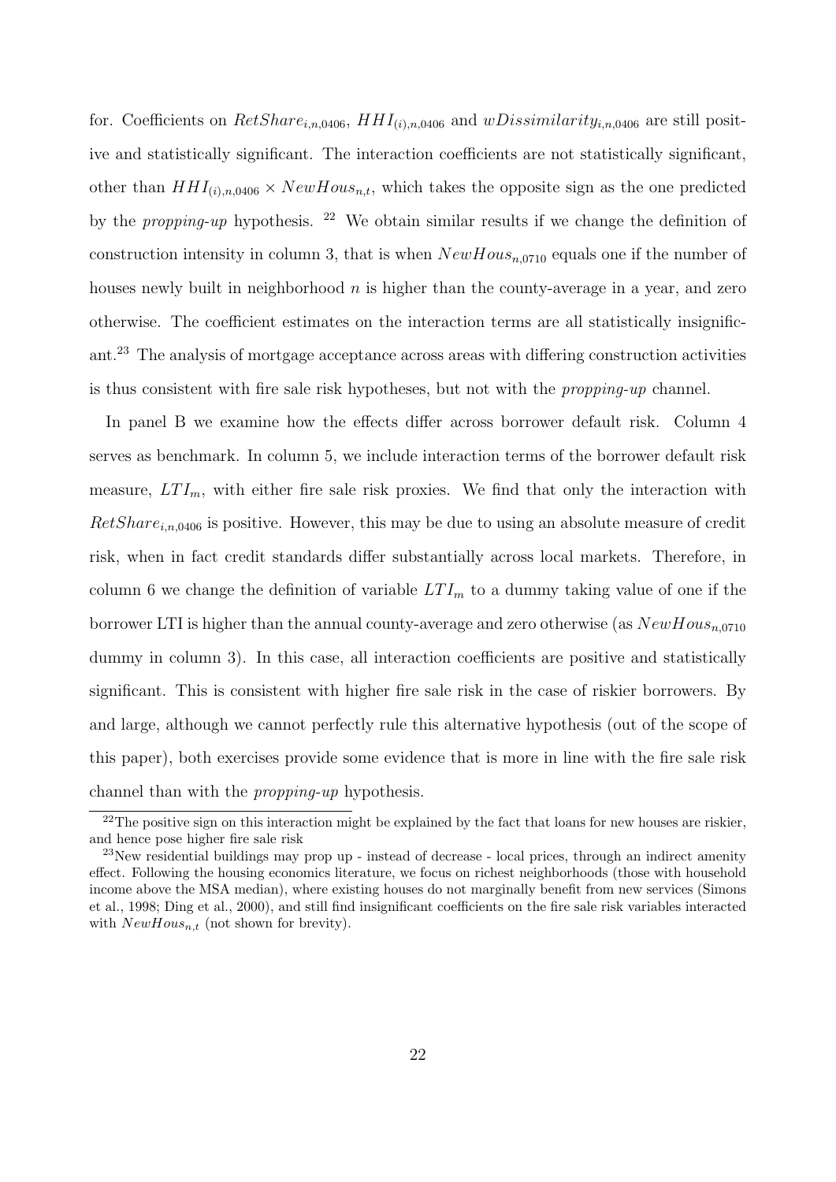for. Coefficients on $RetShare_{i,n,0406}$, $HHI_{(i),n,0406}$ and $wDissimilarity_{i,n,0406}$ are still positive and statistically significant. The interaction coefficients are not statistically significant, other than $HHI_{(i),n,0406} \times NewHous_{n,t}$, which takes the opposite sign as the one predicted by the *propping-up* hypothesis. [22] We obtain similar results if we change the definition of construction intensity in column 3, that is when $NewHous_{n,0710}$ equals one if the number of houses newly built in neighborhood $n$ is higher than the county-average in a year, and zero otherwise. The coefficient estimates on the interaction terms are all statistically insignificant.[23] The analysis of mortgage acceptance across areas with differing construction activities is thus consistent with fire sale risk hypotheses, but not with the *propping-up* channel.

In panel B we examine how the effects differ across borrower default risk. Column 4 serves as benchmark. In column 5, we include interaction terms of the borrower default risk measure, $LTI_m$, with either fire sale risk proxies. We find that only the interaction with $RetShare_{i,n,0406}$ is positive. However, this may be due to using an absolute measure of credit risk, when in fact credit standards differ substantially across local markets. Therefore, in column 6 we change the definition of variable $LTI_m$ to a dummy taking value of one if the borrower LTI is higher than the annual county-average and zero otherwise (as $NewHous_{n,0710}$ dummy in column 3). In this case, all interaction coefficients are positive and statistically significant. This is consistent with higher fire sale risk in the case of riskier borrowers. By and large, although we cannot perfectly rule this alternative hypothesis (out of the scope of this paper), both exercises provide some evidence that is more in line with the fire sale risk channel than with the *propping-up* hypothesis.

---

[22] The positive sign on this interaction might be explained by the fact that loans for new houses are riskier, and hence pose higher fire sale risk

[23] New residential buildings may prop up - instead of decrease - local prices, through an indirect amenity effect. Following the housing economics literature, we focus on richest neighborhoods (those with household income above the MSA median), where existing houses do not marginally benefit from new services (Simons et al., 1998; Ding et al., 2000), and still find insignificant coefficients on the fire sale risk variables interacted with $NewHous_{n,t}$ (not shown for brevity).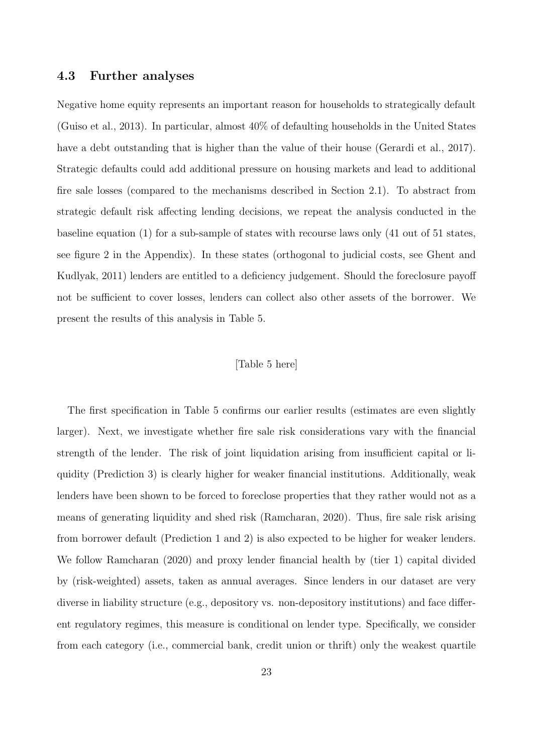### 4.3 Further analyses

Negative home equity represents an important reason for households to strategically default (Guiso et al., 2013). In particular, almost 40% of defaulting households in the United States have a debt outstanding that is higher than the value of their house (Gerardi et al., 2017). Strategic defaults could add additional pressure on housing markets and lead to additional fire sale losses (compared to the mechanisms described in Section 2.1). To abstract from strategic default risk affecting lending decisions, we repeat the analysis conducted in the baseline equation (1) for a sub-sample of states with recourse laws only (41 out of 51 states, see figure 2 in the Appendix). In these states (orthogonal to judicial costs, see Ghent and Kudlyak, 2011) lenders are entitled to a deficiency judgement. Should the foreclosure payoff not be sufficient to cover losses, lenders can collect also other assets of the borrower. We present the results of this analysis in Table 5.

[Table 5 here]

The first specification in Table 5 confirms our earlier results (estimates are even slightly larger). Next, we investigate whether fire sale risk considerations vary with the financial strength of the lender. The risk of joint liquidation arising from insufficient capital or liquidity (Prediction 3) is clearly higher for weaker financial institutions. Additionally, weak lenders have been shown to be forced to foreclose properties that they rather would not as a means of generating liquidity and shed risk (Ramcharan, 2020). Thus, fire sale risk arising from borrower default (Prediction 1 and 2) is also expected to be higher for weaker lenders. We follow Ramcharan (2020) and proxy lender financial health by (tier 1) capital divided by (risk-weighted) assets, taken as annual averages. Since lenders in our dataset are very diverse in liability structure (e.g., depository vs. non-depository institutions) and face different regulatory regimes, this measure is conditional on lender type. Specifically, we consider from each category (i.e., commercial bank, credit union or thrift) only the weakest quartile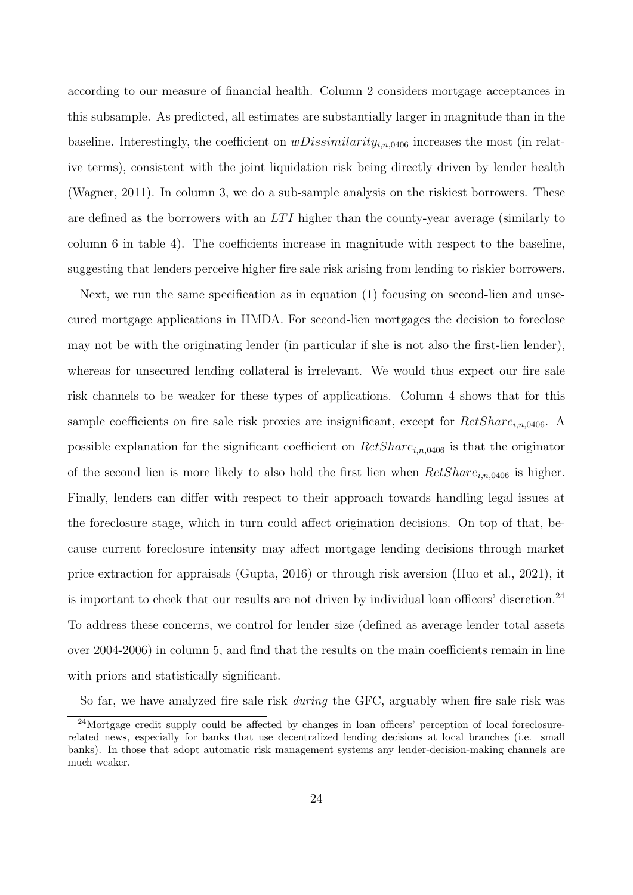according to our measure of financial health. Column 2 considers mortgage acceptances in this subsample. As predicted, all estimates are substantially larger in magnitude than in the baseline. Interestingly, the coefficient on $wDissimilarity_{i,n,0406}$ increases the most (in relative terms), consistent with the joint liquidation risk being directly driven by lender health (Wagner, 2011). In column 3, we do a sub-sample analysis on the riskiest borrowers. These are defined as the borrowers with an $LTI$ higher than the county-year average (similarly to column 6 in table 4). The coefficients increase in magnitude with respect to the baseline, suggesting that lenders perceive higher fire sale risk arising from lending to riskier borrowers.

Next, we run the same specification as in equation (1) focusing on second-lien and unsecured mortgage applications in HMDA. For second-lien mortgages the decision to foreclose may not be with the originating lender (in particular if she is not also the first-lien lender), whereas for unsecured lending collateral is irrelevant. We would thus expect our fire sale risk channels to be weaker for these types of applications. Column 4 shows that for this sample coefficients on fire sale risk proxies are insignificant, except for $RetShare_{i,n,0406}$. A possible explanation for the significant coefficient on $RetShare_{i,n,0406}$ is that the originator of the second lien is more likely to also hold the first lien when $RetShare_{i,n,0406}$ is higher. Finally, lenders can differ with respect to their approach towards handling legal issues at the foreclosure stage, which in turn could affect origination decisions. On top of that, because current foreclosure intensity may affect mortgage lending decisions through market price extraction for appraisals (Gupta, 2016) or through risk aversion (Huo et al., 2021), it is important to check that our results are not driven by individual loan officers' discretion.[24] To address these concerns, we control for lender size (defined as average lender total assets over 2004-2006) in column 5, and find that the results on the main coefficients remain in line with priors and statistically significant.

So far, we have analyzed fire sale risk *during* the GFC, arguably when fire sale risk was

[24] Mortgage credit supply could be affected by changes in loan officers' perception of local foreclosure-related news, especially for banks that use decentralized lending decisions at local branches (i.e. small banks). In those that adopt automatic risk management systems any lender-decision-making channels are much weaker.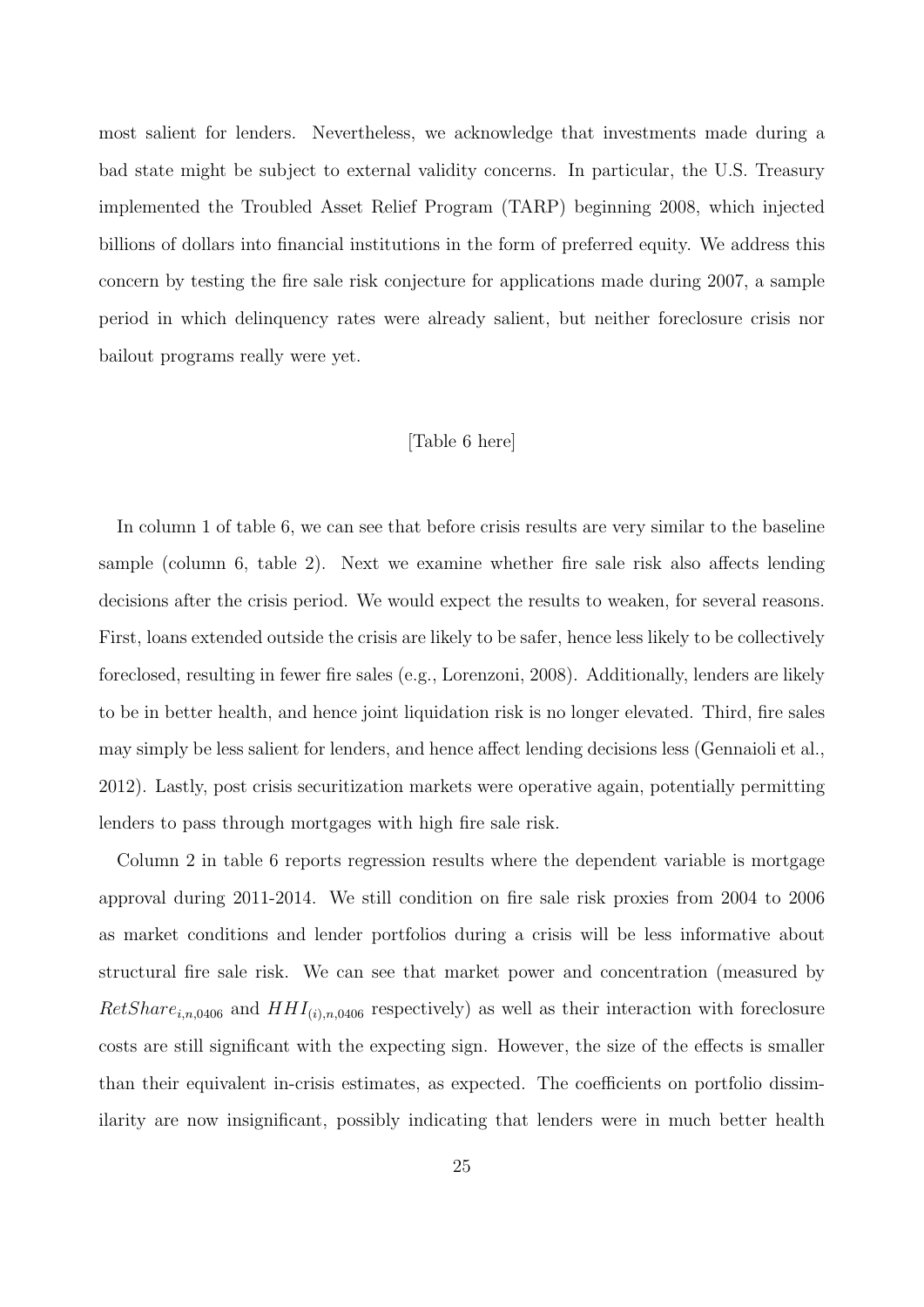most salient for lenders. Nevertheless, we acknowledge that investments made during a bad state might be subject to external validity concerns. In particular, the U.S. Treasury implemented the Troubled Asset Relief Program (TARP) beginning 2008, which injected billions of dollars into financial institutions in the form of preferred equity. We address this concern by testing the fire sale risk conjecture for applications made during 2007, a sample period in which delinquency rates were already salient, but neither foreclosure crisis nor bailout programs really were yet.

[Table 6 here]

In column 1 of table 6, we can see that before crisis results are very similar to the baseline sample (column 6, table 2). Next we examine whether fire sale risk also affects lending decisions after the crisis period. We would expect the results to weaken, for several reasons. First, loans extended outside the crisis are likely to be safer, hence less likely to be collectively foreclosed, resulting in fewer fire sales (e.g., Lorenzoni, 2008). Additionally, lenders are likely to be in better health, and hence joint liquidation risk is no longer elevated. Third, fire sales may simply be less salient for lenders, and hence affect lending decisions less (Gennaioli et al., 2012). Lastly, post crisis securitization markets were operative again, potentially permitting lenders to pass through mortgages with high fire sale risk.

Column 2 in table 6 reports regression results where the dependent variable is mortgage approval during 2011-2014. We still condition on fire sale risk proxies from 2004 to 2006 as market conditions and lender portfolios during a crisis will be less informative about structural fire sale risk. We can see that market power and concentration (measured by $RetShare_{i,n,0406}$ and $HHI_{(i),n,0406}$ respectively) as well as their interaction with foreclosure costs are still significant with the expecting sign. However, the size of the effects is smaller than their equivalent in-crisis estimates, as expected. The coefficients on portfolio dissimilarity are now insignificant, possibly indicating that lenders were in much better health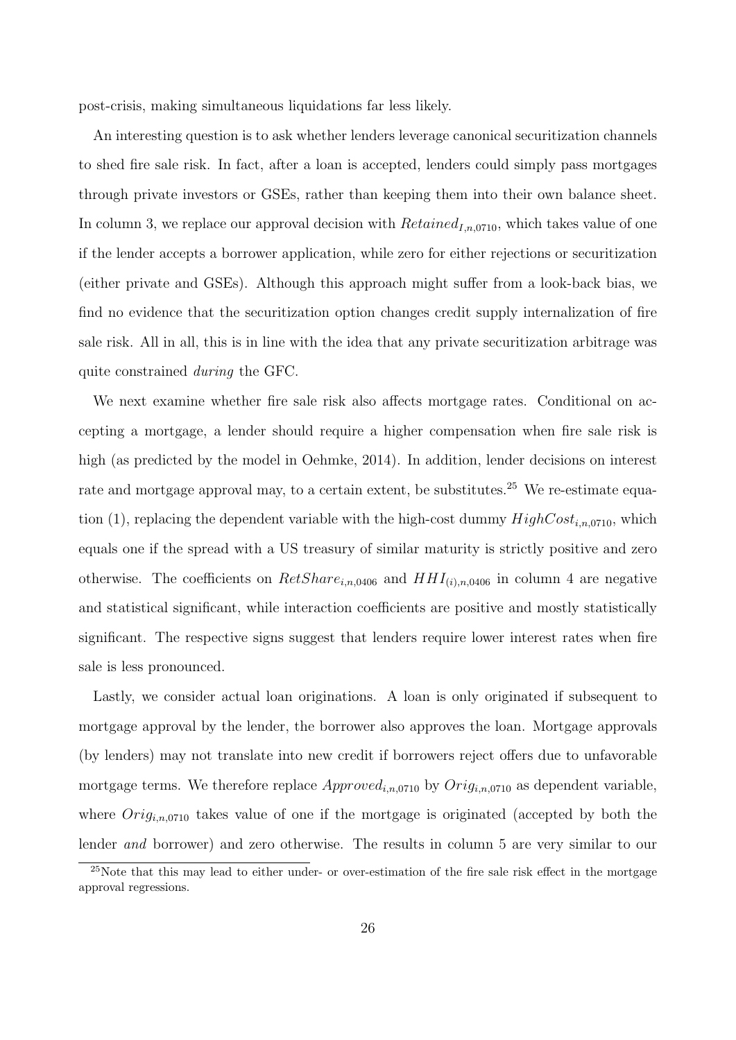post-crisis, making simultaneous liquidations far less likely.

An interesting question is to ask whether lenders leverage canonical securitization channels to shed fire sale risk. In fact, after a loan is accepted, lenders could simply pass mortgages through private investors or GSEs, rather than keeping them into their own balance sheet. In column 3, we replace our approval decision with $Retained_{I,n,0710}$, which takes value of one if the lender accepts a borrower application, while zero for either rejections or securitization (either private and GSEs). Although this approach might suffer from a look-back bias, we find no evidence that the securitization option changes credit supply internalization of fire sale risk. All in all, this is in line with the idea that any private securitization arbitrage was quite constrained *during* the GFC.

We next examine whether fire sale risk also affects mortgage rates. Conditional on accepting a mortgage, a lender should require a higher compensation when fire sale risk is high (as predicted by the model in Oehmke, 2014). In addition, lender decisions on interest rate and mortgage approval may, to a certain extent, be substitutes.[25] We re-estimate equation (1), replacing the dependent variable with the high-cost dummy $HighCost_{i,n,0710}$, which equals one if the spread with a US treasury of similar maturity is strictly positive and zero otherwise. The coefficients on $RetShare_{i,n,0406}$ and $HHI_{(i),n,0406}$ in column 4 are negative and statistical significant, while interaction coefficients are positive and mostly statistically significant. The respective signs suggest that lenders require lower interest rates when fire sale is less pronounced.

Lastly, we consider actual loan originations. A loan is only originated if subsequent to mortgage approval by the lender, the borrower also approves the loan. Mortgage approvals (by lenders) may not translate into new credit if borrowers reject offers due to unfavorable mortgage terms. We therefore replace $Approved_{i,n,0710}$ by $Orig_{i,n,0710}$ as dependent variable, where $Orig_{i,n,0710}$ takes value of one if the mortgage is originated (accepted by both the lender *and* borrower) and zero otherwise. The results in column 5 are very similar to our

[25] Note that this may lead to either under- or over-estimation of the fire sale risk effect in the mortgage approval regressions.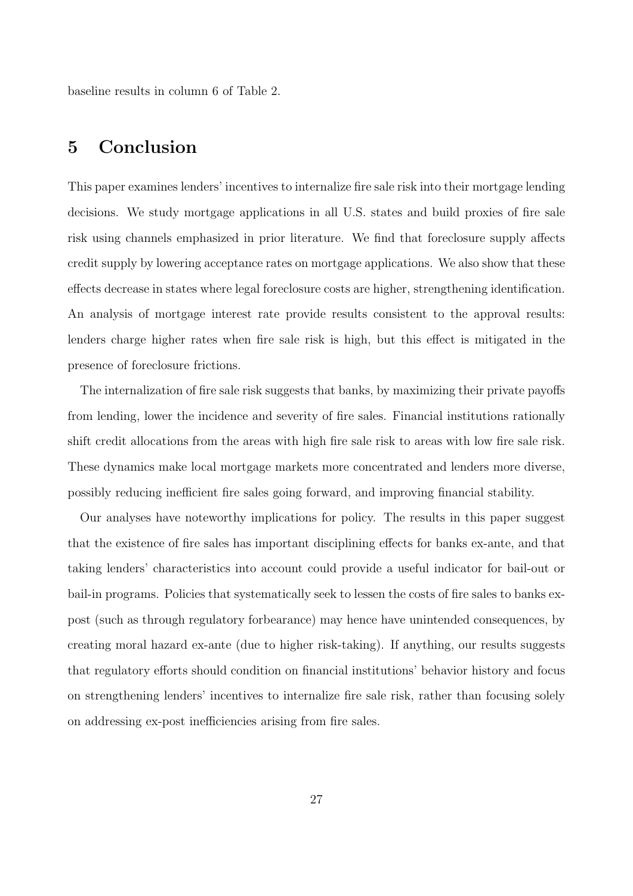baseline results in column 6 of Table 2.

## 5 Conclusion

This paper examines lenders' incentives to internalize fire sale risk into their mortgage lending decisions. We study mortgage applications in all U.S. states and build proxies of fire sale risk using channels emphasized in prior literature. We find that foreclosure supply affects credit supply by lowering acceptance rates on mortgage applications. We also show that these effects decrease in states where legal foreclosure costs are higher, strengthening identification. An analysis of mortgage interest rate provide results consistent to the approval results: lenders charge higher rates when fire sale risk is high, but this effect is mitigated in the presence of foreclosure frictions.

The internalization of fire sale risk suggests that banks, by maximizing their private payoffs from lending, lower the incidence and severity of fire sales. Financial institutions rationally shift credit allocations from the areas with high fire sale risk to areas with low fire sale risk. These dynamics make local mortgage markets more concentrated and lenders more diverse, possibly reducing inefficient fire sales going forward, and improving financial stability.

Our analyses have noteworthy implications for policy. The results in this paper suggest that the existence of fire sales has important disciplining effects for banks ex-ante, and that taking lenders' characteristics into account could provide a useful indicator for bail-out or bail-in programs. Policies that systematically seek to lessen the costs of fire sales to banks ex-post (such as through regulatory forbearance) may hence have unintended consequences, by creating moral hazard ex-ante (due to higher risk-taking). If anything, our results suggests that regulatory efforts should condition on financial institutions' behavior history and focus on strengthening lenders' incentives to internalize fire sale risk, rather than focusing solely on addressing ex-post inefficiencies arising from fire sales.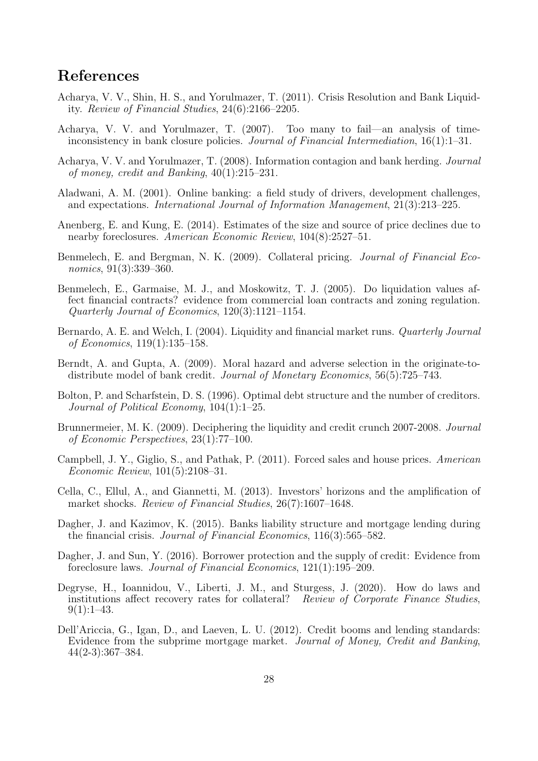# References

Acharya, V. V., Shin, H. S., and Yorulmazer, T. (2011). Crisis Resolution and Bank Liquidity. *Review of Financial Studies*, 24(6):2166–2205.

Acharya, V. V. and Yorulmazer, T. (2007). Too many to fail—an analysis of time-inconsistency in bank closure policies. *Journal of Financial Intermediation*, 16(1):1–31.

Acharya, V. V. and Yorulmazer, T. (2008). Information contagion and bank herding. *Journal of money, credit and Banking*, 40(1):215–231.

Aladwani, A. M. (2001). Online banking: a field study of drivers, development challenges, and expectations. *International Journal of Information Management*, 21(3):213–225.

Anenberg, E. and Kung, E. (2014). Estimates of the size and source of price declines due to nearby foreclosures. *American Economic Review*, 104(8):2527–51.

Benmelech, E. and Bergman, N. K. (2009). Collateral pricing. *Journal of Financial Economics*, 91(3):339–360.

Benmelech, E., Garmaise, M. J., and Moskowitz, T. J. (2005). Do liquidation values affect financial contracts? evidence from commercial loan contracts and zoning regulation. *Quarterly Journal of Economics*, 120(3):1121–1154.

Bernardo, A. E. and Welch, I. (2004). Liquidity and financial market runs. *Quarterly Journal of Economics*, 119(1):135–158.

Berndt, A. and Gupta, A. (2009). Moral hazard and adverse selection in the originate-to-distribute model of bank credit. *Journal of Monetary Economics*, 56(5):725–743.

Bolton, P. and Scharfstein, D. S. (1996). Optimal debt structure and the number of creditors. *Journal of Political Economy*, 104(1):1–25.

Brunnermeier, M. K. (2009). Deciphering the liquidity and credit crunch 2007-2008. *Journal of Economic Perspectives*, 23(1):77–100.

Campbell, J. Y., Giglio, S., and Pathak, P. (2011). Forced sales and house prices. *American Economic Review*, 101(5):2108–31.

Cella, C., Ellul, A., and Giannetti, M. (2013). Investors' horizons and the amplification of market shocks. *Review of Financial Studies*, 26(7):1607–1648.

Dagher, J. and Kazimov, K. (2015). Banks liability structure and mortgage lending during the financial crisis. *Journal of Financial Economics*, 116(3):565–582.

Dagher, J. and Sun, Y. (2016). Borrower protection and the supply of credit: Evidence from foreclosure laws. *Journal of Financial Economics*, 121(1):195–209.

Degryse, H., Ioannidou, V., Liberti, J. M., and Sturgess, J. (2020). How do laws and institutions affect recovery rates for collateral? *Review of Corporate Finance Studies*, 9(1):1–43.

Dell'Ariccia, G., Igan, D., and Laeven, L. U. (2012). Credit booms and lending standards: Evidence from the subprime mortgage market. *Journal of Money, Credit and Banking*, 44(2-3):367–384.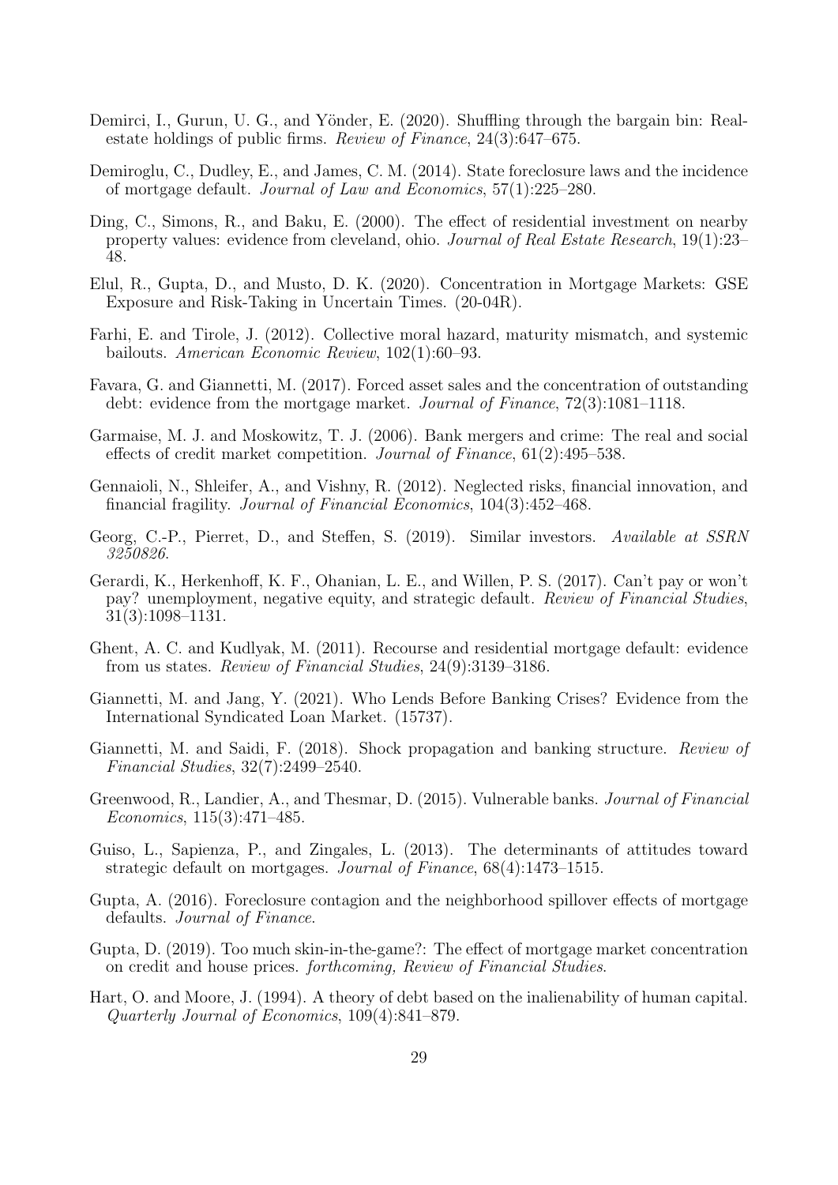Demirci, I., Gurun, U. G., and Yönder, E. (2020). Shuffling through the bargain bin: Real-estate holdings of public firms. *Review of Finance*, 24(3):647–675.

Demiroglu, C., Dudley, E., and James, C. M. (2014). State foreclosure laws and the incidence of mortgage default. *Journal of Law and Economics*, 57(1):225–280.

Ding, C., Simons, R., and Baku, E. (2000). The effect of residential investment on nearby property values: evidence from cleveland, ohio. *Journal of Real Estate Research*, 19(1):23–48.

Elul, R., Gupta, D., and Musto, D. K. (2020). Concentration in Mortgage Markets: GSE Exposure and Risk-Taking in Uncertain Times. (20-04R).

Farhi, E. and Tirole, J. (2012). Collective moral hazard, maturity mismatch, and systemic bailouts. *American Economic Review*, 102(1):60–93.

Favara, G. and Giannetti, M. (2017). Forced asset sales and the concentration of outstanding debt: evidence from the mortgage market. *Journal of Finance*, 72(3):1081–1118.

Garmaise, M. J. and Moskowitz, T. J. (2006). Bank mergers and crime: The real and social effects of credit market competition. *Journal of Finance*, 61(2):495–538.

Gennaioli, N., Shleifer, A., and Vishny, R. (2012). Neglected risks, financial innovation, and financial fragility. *Journal of Financial Economics*, 104(3):452–468.

Georg, C.-P., Pierret, D., and Steffen, S. (2019). Similar investors. *Available at SSRN 3250826*.

Gerardi, K., Herkenhoff, K. F., Ohanian, L. E., and Willen, P. S. (2017). Can't pay or won't pay? unemployment, negative equity, and strategic default. *Review of Financial Studies*, 31(3):1098–1131.

Ghent, A. C. and Kudlyak, M. (2011). Recourse and residential mortgage default: evidence from us states. *Review of Financial Studies*, 24(9):3139–3186.

Giannetti, M. and Jang, Y. (2021). Who Lends Before Banking Crises? Evidence from the International Syndicated Loan Market. (15737).

Giannetti, M. and Saidi, F. (2018). Shock propagation and banking structure. *Review of Financial Studies*, 32(7):2499–2540.

Greenwood, R., Landier, A., and Thesmar, D. (2015). Vulnerable banks. *Journal of Financial Economics*, 115(3):471–485.

Guiso, L., Sapienza, P., and Zingales, L. (2013). The determinants of attitudes toward strategic default on mortgages. *Journal of Finance*, 68(4):1473–1515.

Gupta, A. (2016). Foreclosure contagion and the neighborhood spillover effects of mortgage defaults. *Journal of Finance*.

Gupta, D. (2019). Too much skin-in-the-game?: The effect of mortgage market concentration on credit and house prices. *forthcoming, Review of Financial Studies*.

Hart, O. and Moore, J. (1994). A theory of debt based on the inalienability of human capital. *Quarterly Journal of Economics*, 109(4):841–879.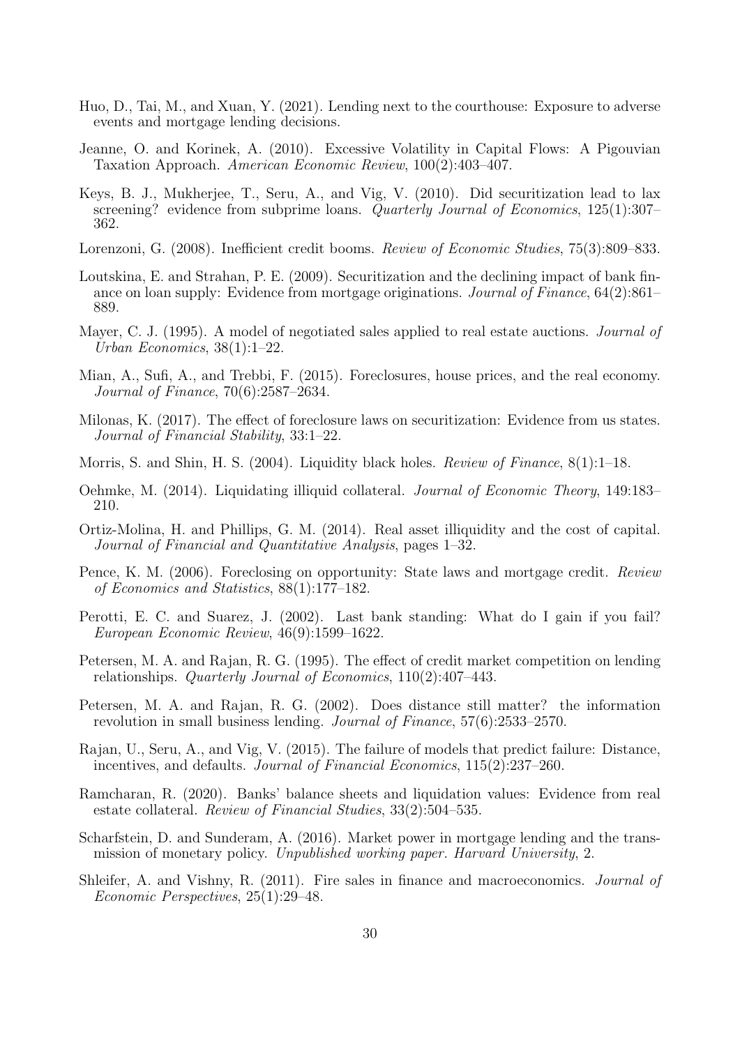Huo, D., Tai, M., and Xuan, Y. (2021). Lending next to the courthouse: Exposure to adverse events and mortgage lending decisions.

Jeanne, O. and Korinek, A. (2010). Excessive Volatility in Capital Flows: A Pigouvian Taxation Approach. *American Economic Review*, 100(2):403–407.

Keys, B. J., Mukherjee, T., Seru, A., and Vig, V. (2010). Did securitization lead to lax screening? evidence from subprime loans. *Quarterly Journal of Economics*, 125(1):307–362.

Lorenzoni, G. (2008). Inefficient credit booms. *Review of Economic Studies*, 75(3):809–833.

Loutskina, E. and Strahan, P. E. (2009). Securitization and the declining impact of bank finance on loan supply: Evidence from mortgage originations. *Journal of Finance*, 64(2):861–889.

Mayer, C. J. (1995). A model of negotiated sales applied to real estate auctions. *Journal of Urban Economics*, 38(1):1–22.

Mian, A., Sufi, A., and Trebbi, F. (2015). Foreclosures, house prices, and the real economy. *Journal of Finance*, 70(6):2587–2634.

Milonas, K. (2017). The effect of foreclosure laws on securitization: Evidence from us states. *Journal of Financial Stability*, 33:1–22.

Morris, S. and Shin, H. S. (2004). Liquidity black holes. *Review of Finance*, 8(1):1–18.

Oehmke, M. (2014). Liquidating illiquid collateral. *Journal of Economic Theory*, 149:183–210.

Ortiz-Molina, H. and Phillips, G. M. (2014). Real asset illiquidity and the cost of capital. *Journal of Financial and Quantitative Analysis*, pages 1–32.

Pence, K. M. (2006). Foreclosing on opportunity: State laws and mortgage credit. *Review of Economics and Statistics*, 88(1):177–182.

Perotti, E. C. and Suarez, J. (2002). Last bank standing: What do I gain if you fail? *European Economic Review*, 46(9):1599–1622.

Petersen, M. A. and Rajan, R. G. (1995). The effect of credit market competition on lending relationships. *Quarterly Journal of Economics*, 110(2):407–443.

Petersen, M. A. and Rajan, R. G. (2002). Does distance still matter? the information revolution in small business lending. *Journal of Finance*, 57(6):2533–2570.

Rajan, U., Seru, A., and Vig, V. (2015). The failure of models that predict failure: Distance, incentives, and defaults. *Journal of Financial Economics*, 115(2):237–260.

Ramcharan, R. (2020). Banks' balance sheets and liquidation values: Evidence from real estate collateral. *Review of Financial Studies*, 33(2):504–535.

Scharfstein, D. and Sunderam, A. (2016). Market power in mortgage lending and the transmission of monetary policy. *Unpublished working paper. Harvard University*, 2.

Shleifer, A. and Vishny, R. (2011). Fire sales in finance and macroeconomics. *Journal of Economic Perspectives*, 25(1):29–48.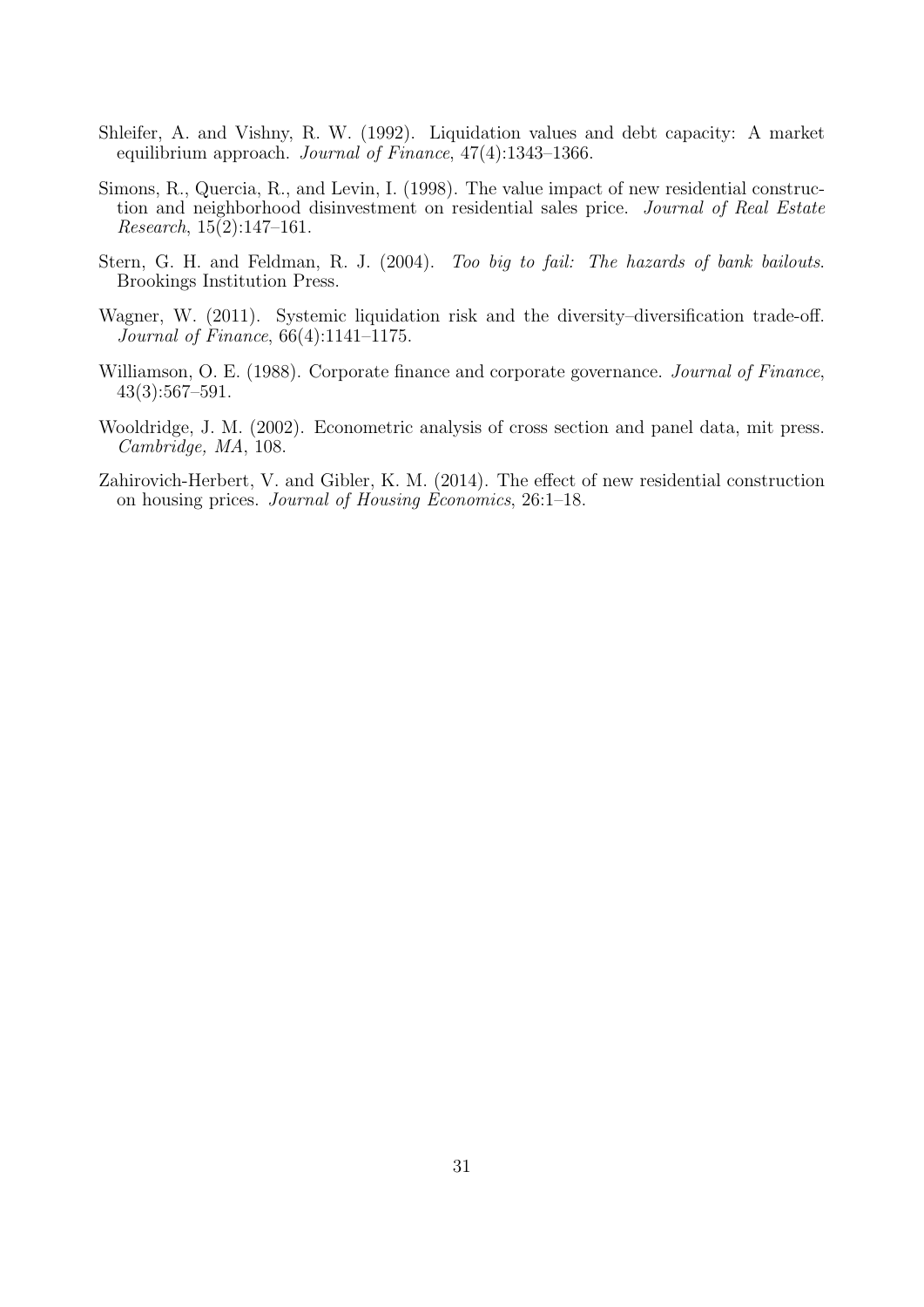Shleifer, A. and Vishny, R. W. (1992). Liquidation values and debt capacity: A market equilibrium approach. *Journal of Finance*, 47(4):1343–1366.

Simons, R., Quercia, R., and Levin, I. (1998). The value impact of new residential construction and neighborhood disinvestment on residential sales price. *Journal of Real Estate Research*, 15(2):147–161.

Stern, G. H. and Feldman, R. J. (2004). *Too big to fail: The hazards of bank bailouts*. Brookings Institution Press.

Wagner, W. (2011). Systemic liquidation risk and the diversity–diversification trade-off. *Journal of Finance*, 66(4):1141–1175.

Williamson, O. E. (1988). Corporate finance and corporate governance. *Journal of Finance*, 43(3):567–591.

Wooldridge, J. M. (2002). Econometric analysis of cross section and panel data, mit press. *Cambridge, MA*, 108.

Zahirovich-Herbert, V. and Gibler, K. M. (2014). The effect of new residential construction on housing prices. *Journal of Housing Economics*, 26:1–18.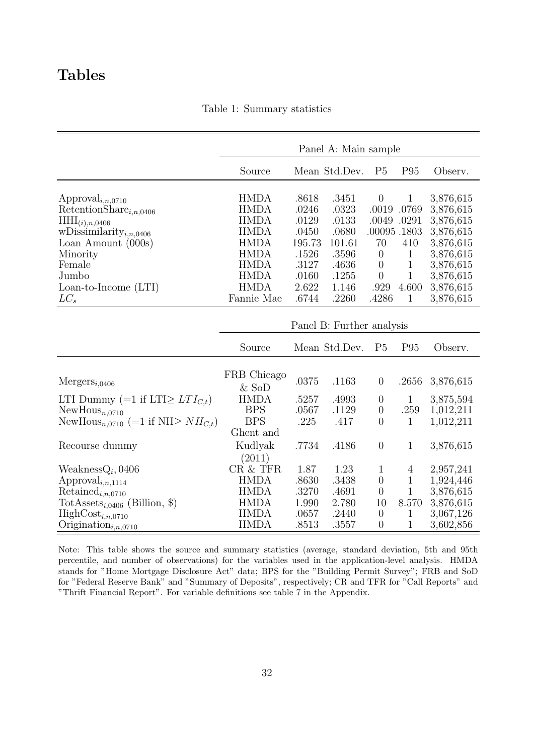# Tables

Table 1: Summary statistics

| | Panel A: Main sample | | | | | |
|---|---|---|---|---|---|---|
| | Source | Mean | Std.Dev. | P5 | P95 | Observ. |
| $\text{Approval}_{i,n,0710}$ | HMDA | .8618 | .3451 | 0 | 1 | 3,876,615 |
| $\text{RetentionShare}_{i,n,0406}$ | HMDA | .0246 | .0323 | .0019 | .0769 | 3,876,615 |
| $\text{HHI}_{(i),n,0406}$ | HMDA | .0129 | .0133 | .0049 | .0291 | 3,876,615 |
| $\text{wDissimilarity}_{i,n,0406}$ | HMDA | .0450 | .0680 | .00095 | .1803 | 3,876,615 |
| Loan Amount (000s) | HMDA | 195.73 | 101.61 | 70 | 410 | 3,876,615 |
| Minority | HMDA | .1526 | .3596 | 0 | 1 | 3,876,615 |
| Female | HMDA | .3127 | .4636 | 0 | 1 | 3,876,615 |
| Jumbo | HMDA | .0160 | .1255 | 0 | 1 | 3,876,615 |
| Loan-to-Income (LTI) | HMDA | 2.622 | 1.146 | .929 | 4.600 | 3,876,615 |
| $LC_s$ | Fannie Mae | .6744 | .2260 | .4286 | 1 | 3,876,615 |
| | **Panel B: Further analysis** | | | | | |
| | Source | Mean | Std.Dev. | P5 | P95 | Observ. |
| $\text{Mergers}_{i,0406}$ | FRB Chicago & SoD | .0375 | .1163 | 0 | .2656 | 3,876,615 |
| LTI Dummy (=1 if LTI$\geq LTI_{C,t}$) | HMDA | .5257 | .4993 | 0 | 1 | 3,875,594 |
| $\text{NewHous}_{n,0710}$ | BPS | .0567 | .1129 | 0 | .259 | 1,012,211 |
| $\text{NewHous}_{n,0710}$ (=1 if NH$\geq NH_{C,t}$) | BPS | .225 | .417 | 0 | 1 | 1,012,211 |
| Recourse dummy | Ghent and Kudlyak (2011) | .7734 | .4186 | 0 | 1 | 3,876,615 |
| $\text{WeaknessQ}_i, 0406$ | CR & TFR | 1.87 | 1.23 | 1 | 4 | 2,957,241 |
| $\text{Approval}_{i,n,1114}$ | HMDA | .8630 | .3438 | 0 | 1 | 1,924,446 |
| $\text{Retained}_{i,n,0710}$ | HMDA | .3270 | .4691 | 0 | 1 | 3,876,615 |
| $\text{TotAssets}_{i,0406}$ (Billion, \$) | HMDA | 1.990 | 2.780 | 10 | 8.570 | 3,876,615 |
| $\text{HighCost}_{i,n,0710}$ | HMDA | .0657 | .2440 | 0 | 1 | 3,067,126 |
| $\text{Origination}_{i,n,0710}$ | HMDA | .8513 | .3557 | 0 | 1 | 3,602,856 |

Note: This table shows the source and summary statistics (average, standard deviation, 5th and 95th percentile, and number of observations) for the variables used in the application-level analysis. HMDA stands for "Home Mortgage Disclosure Act" data; BPS for the "Building Permit Survey"; FRB and SoD for "Federal Reserve Bank" and "Summary of Deposits", respectively; CR and TFR for "Call Reports" and "Thrift Financial Report". For variable definitions see table 7 in the Appendix.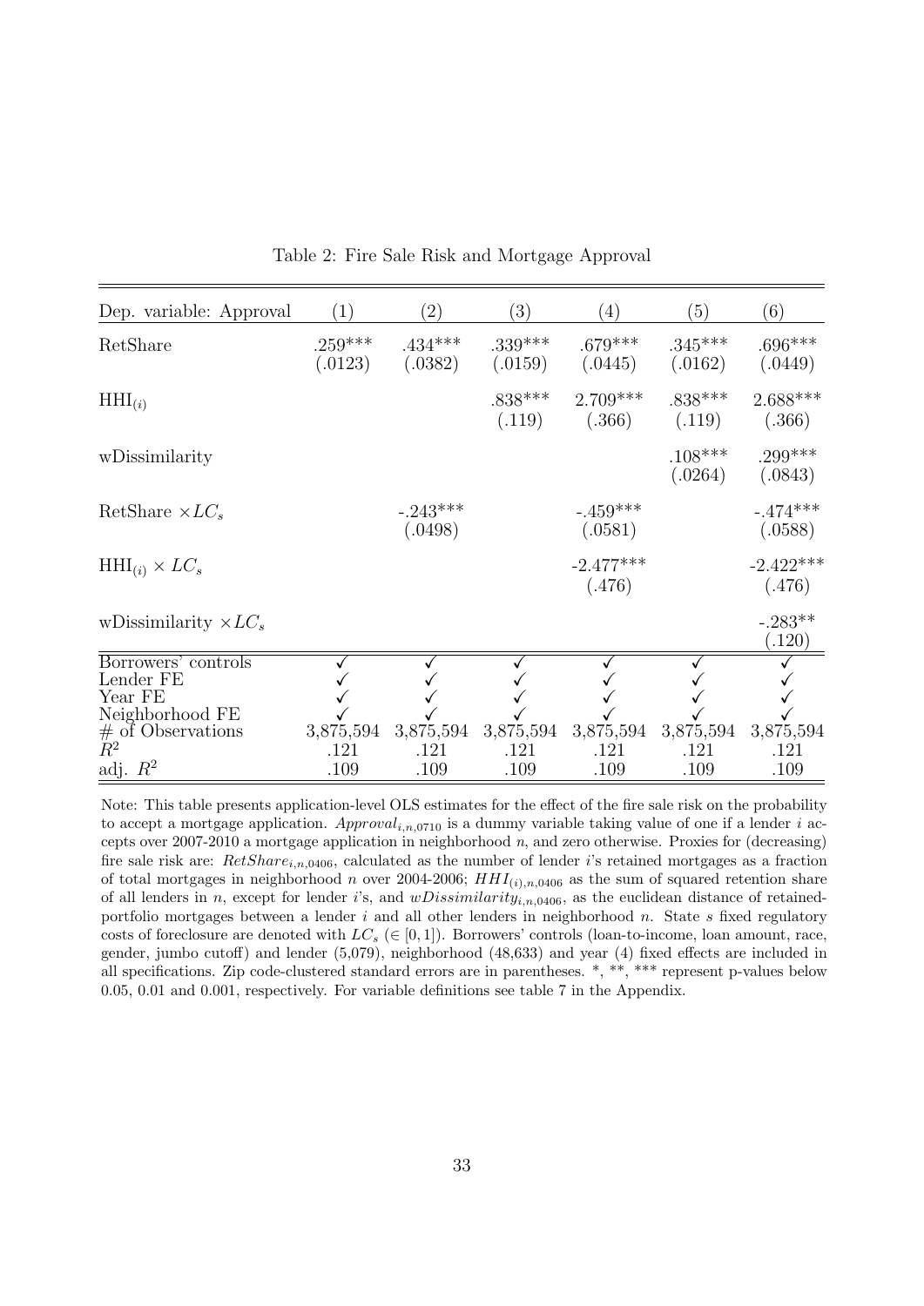Table 2: Fire Sale Risk and Mortgage Approval

| Dep. variable: Approval | (1) | (2) | (3) | (4) | (5) | (6) |
|---|---|---|---|---|---|---|
| RetShare | .259*** | .434*** | .339*** | .679*** | .345*** | .696*** |
| | (.0123) | (.0382) | (.0159) | (.0445) | (.0162) | (.0449) |
| $\text{HHI}_{(i)}$ | | | .838*** | 2.709*** | .838*** | 2.688*** |
| | | | (.119) | (.366) | (.119) | (.366) |
| wDissimilarity | | | | | .108*** | .299*** |
| | | | | | (.0264) | (.0843) |
| RetShare $\times LC_s$ | | -.243*** | | -.459*** | | -.474*** |
| | | (.0498) | | (.0581) | | (.0588) |
| $\text{HHI}_{(i)} \times LC_s$ | | | | -2.477*** | | -2.422*** |
| | | | | (.476) | | (.476) |
| wDissimilarity $\times LC_s$ | | | | | | -.283** |
| | | | | | | (.120) |
| Borrowers' controls | ✓ | ✓ | ✓ | ✓ | ✓ | ✓ |
| Lender FE | ✓ | ✓ | ✓ | ✓ | ✓ | ✓ |
| Year FE | ✓ | ✓ | ✓ | ✓ | ✓ | ✓ |
| Neighborhood FE | ✓ | ✓ | ✓ | ✓ | ✓ | ✓ |
| # of Observations | 3,875,594 | 3,875,594 | 3,875,594 | 3,875,594 | 3,875,594 | 3,875,594 |
| $R^2$ | .121 | .121 | .121 | .121 | .121 | .121 |
| adj. $R^2$ | .109 | .109 | .109 | .109 | .109 | .109 |

Note: This table presents application-level OLS estimates for the effect of the fire sale risk on the probability to accept a mortgage application. $Approval_{i,n,0710}$ is a dummy variable taking value of one if a lender $i$ accepts over 2007-2010 a mortgage application in neighborhood $n$, and zero otherwise. Proxies for (decreasing) fire sale risk are: $RetShare_{i,n,0406}$, calculated as the number of lender $i$'s retained mortgages as a fraction of total mortgages in neighborhood $n$ over 2004-2006; $HHI_{(i),n,0406}$ as the sum of squared retention share of all lenders in $n$, except for lender $i$'s, and $wDissimilarity_{i,n,0406}$, as the euclidean distance of retained-portfolio mortgages between a lender $i$ and all other lenders in neighborhood $n$. State $s$ fixed regulatory costs of foreclosure are denoted with $LC_s$ ($\in [0, 1]$). Borrowers' controls (loan-to-income, loan amount, race, gender, jumbo cutoff) and lender (5,079), neighborhood (48,633) and year (4) fixed effects are included in all specifications. Zip code-clustered standard errors are in parentheses. *, **, *** represent p-values below 0.05, 0.01 and 0.001, respectively. For variable definitions see table 7 in the Appendix.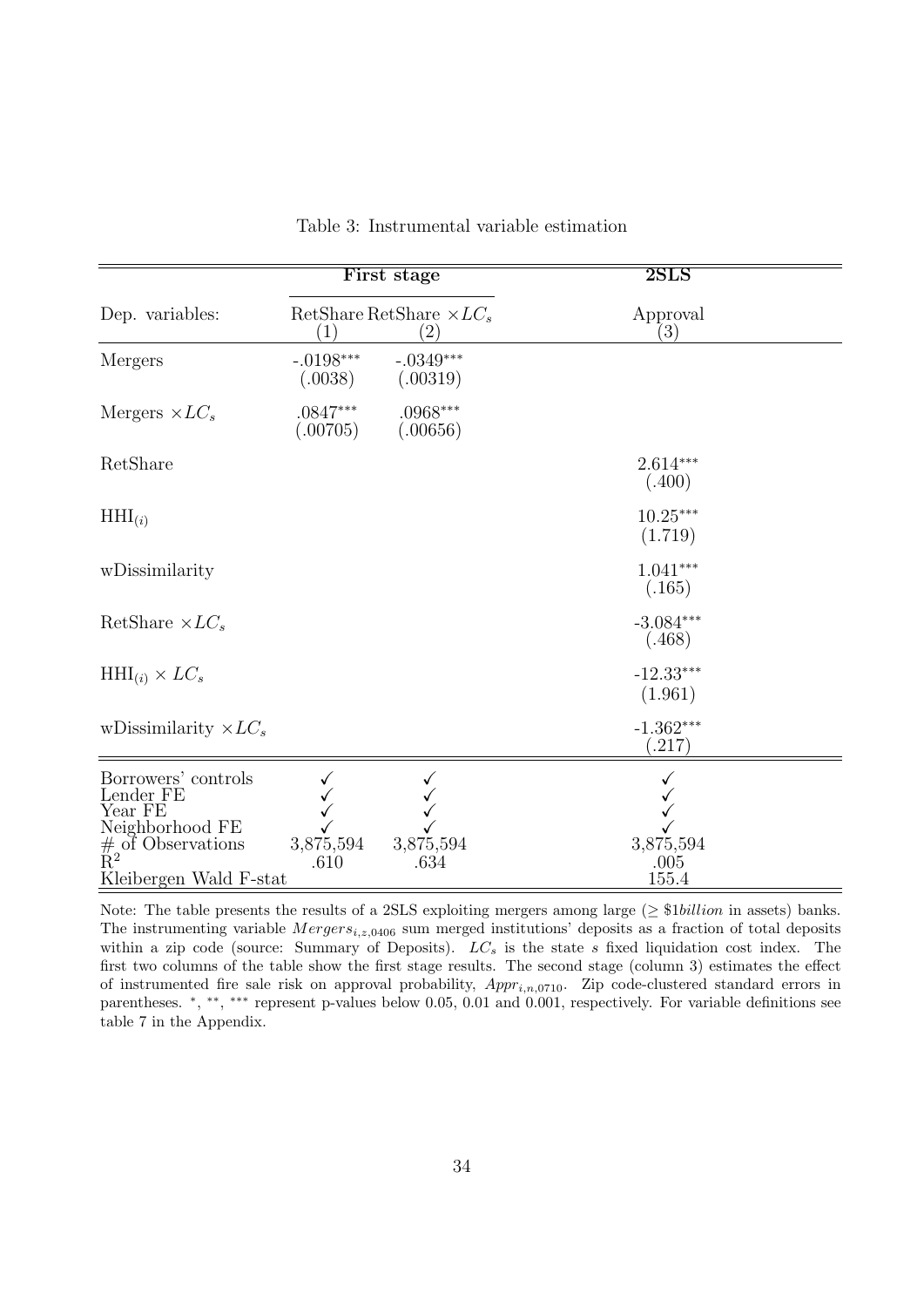Table 3: Instrumental variable estimation

| | First stage | | 2SLS |
|---|---|---|---|
| Dep. variables: | RetShare (1) | RetShare $\times LC_s$ (2) | Approval (3) |
| Mergers | -.0198*** (.0038) | -.0349*** (.00319) | |
| Mergers $\times LC_s$ | .0847*** (.00705) | .0968*** (.00656) | |
| RetShare | | | 2.614*** (.400) |
| $\text{HHI}_{(i)}$ | | | 10.25*** (1.719) |
| wDissimilarity | | | 1.041*** (.165) |
| RetShare $\times LC_s$ | | | -3.084*** (.468) |
| $\text{HHI}_{(i)} \times LC_s$ | | | -12.33*** (1.961) |
| wDissimilarity $\times LC_s$ | | | -1.362*** (.217) |
| Borrowers' controls | ✓ | ✓ | ✓ |
| Lender FE | ✓ | ✓ | ✓ |
| Year FE | ✓ | ✓ | ✓ |
| Neighborhood FE | ✓ | ✓ | ✓ |
| # of Observations | 3,875,594 | 3,875,594 | 3,875,594 |
| $R^2$ | .610 | .634 | .005 |
| Kleibergen Wald F-stat | | | 155.4 |

Note: The table presents the results of a 2SLS exploiting mergers among large ($\geq \$1 billion$ in assets) banks. The instrumenting variable $Mergers_{i,z,0406}$ sum merged institutions' deposits as a fraction of total deposits within a zip code (source: Summary of Deposits). $LC_s$ is the state $s$ fixed liquidation cost index. The first two columns of the table show the first stage results. The second stage (column 3) estimates the effect of instrumented fire sale risk on approval probability, $Appr_{i,n,0710}$. Zip code-clustered standard errors in parentheses. *, **, *** represent p-values below 0.05, 0.01 and 0.001, respectively. For variable definitions see table 7 in the Appendix.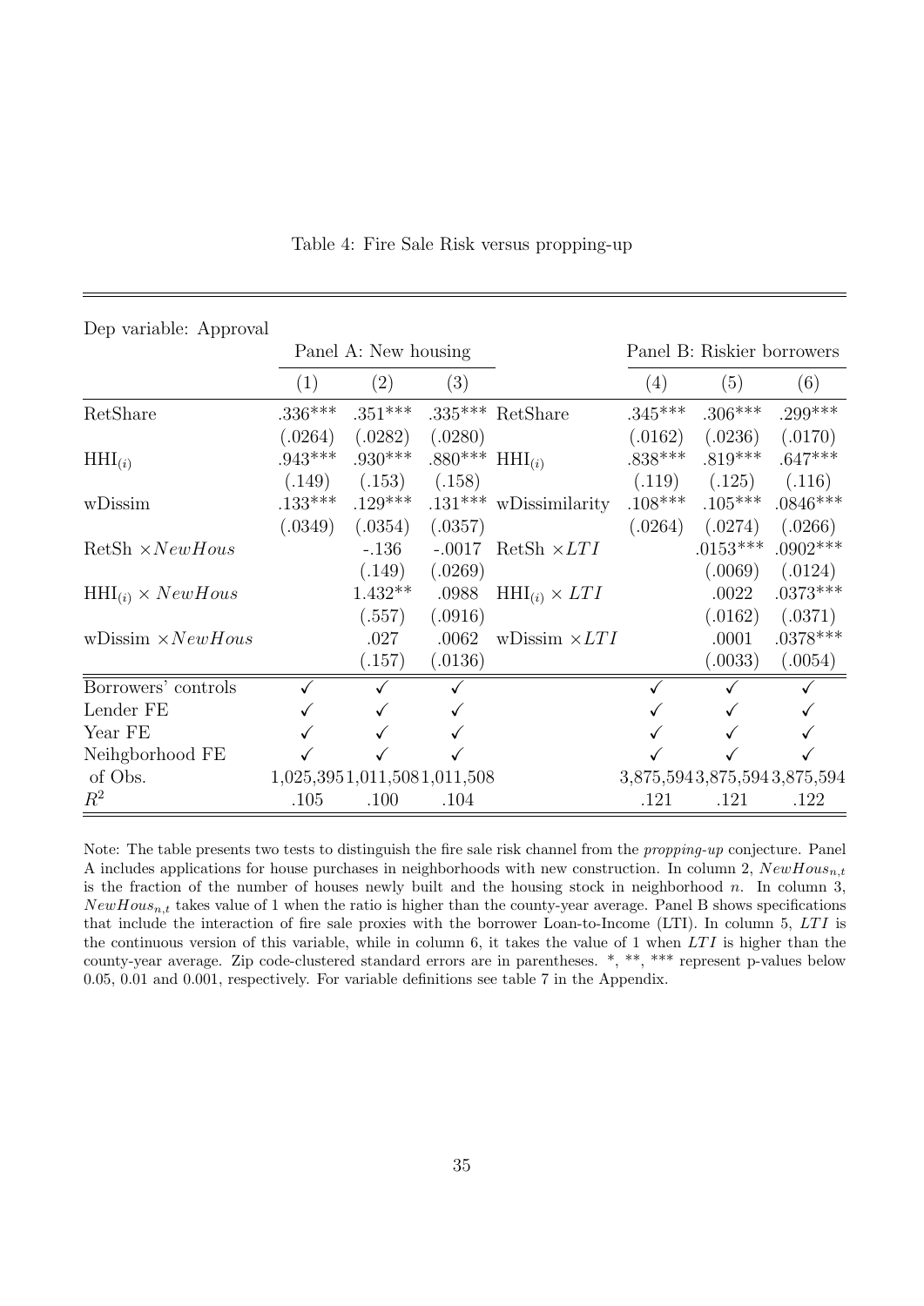Table 4: Fire Sale Risk versus propping-up

| Dep variable: Approval | | | | | | | |
|---|---|---|---|---|---|---|---|
| | Panel A: New housing | | | | Panel B: Riskier borrowers | | |
| | (1) | (2) | (3) | | (4) | (5) | (6) |
| RetShare | .336*** | .351*** | .335*** | RetShare | .345*** | .306*** | .299*** |
| | (.0264) | (.0282) | (.0280) | | (.0162) | (.0236) | (.0170) |
| $\text{HHI}_{(i)}$ | .943*** | .930*** | .880*** | $\text{HHI}_{(i)}$ | .838*** | .819*** | .647*** |
| | (.149) | (.153) | (.158) | | (.119) | (.125) | (.116) |
| wDissim | .133*** | .129*** | .131*** | wDissimilarity | .108*** | .105*** | .0846*** |
| | (.0349) | (.0354) | (.0357) | | (.0264) | (.0274) | (.0266) |
| RetSh $\times NewHous$ | | -.136 | -.0017 | RetSh $\times LTI$ | | .0153*** | .0902*** |
| | | (.149) | (.0269) | | | (.0069) | (.0124) |
| $\text{HHI}_{(i)} \times NewHous$ | | 1.432** | .0988 | $\text{HHI}_{(i)} \times LTI$ | | .0022 | .0373*** |
| | | (.557) | (.0916) | | | (.0162) | (.0371) |
| wDissim $\times NewHous$ | | .027 | .0062 | wDissim $\times LTI$ | | .0001 | .0378*** |
| | | (.157) | (.0136) | | | (.0033) | (.0054) |
| Borrowers' controls | ✓ | ✓ | ✓ | | ✓ | ✓ | ✓ |
| Lender FE | ✓ | ✓ | ✓ | | ✓ | ✓ | ✓ |
| Year FE | ✓ | ✓ | ✓ | | ✓ | ✓ | ✓ |
| Neihgborhood FE | ✓ | ✓ | ✓ | | ✓ | ✓ | ✓ |
| of Obs. | 1,025,395 | 1,011,508 | 1,011,508 | | 3,875,594 | 3,875,594 | 3,875,594 |
| $R^2$ | .105 | .100 | .104 | | .121 | .121 | .122 |

Note: The table presents two tests to distinguish the fire sale risk channel from the *propping-up* conjecture. Panel A includes applications for house purchases in neighborhoods with new construction. In column 2, $NewHous_{n,t}$ is the fraction of the number of houses newly built and the housing stock in neighborhood $n$. In column 3, $NewHous_{n,t}$ takes value of 1 when the ratio is higher than the county-year average. Panel B shows specifications that include the interaction of fire sale proxies with the borrower Loan-to-Income (LTI). In column 5, $LTI$ is the continuous version of this variable, while in column 6, it takes the value of 1 when $LTI$ is higher than the county-year average. Zip code-clustered standard errors are in parentheses. *, **, *** represent p-values below 0.05, 0.01 and 0.001, respectively. For variable definitions see table 7 in the Appendix.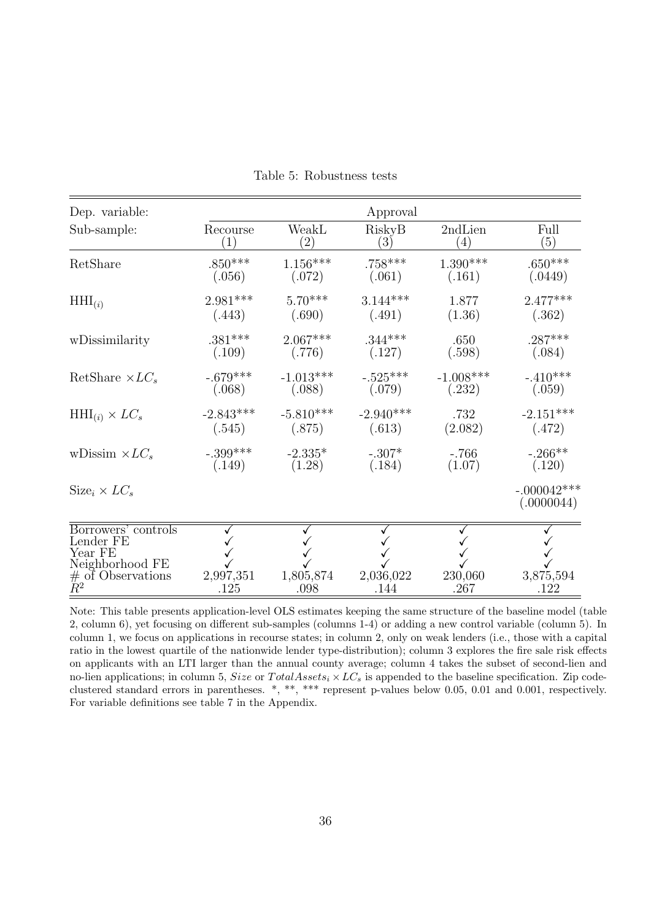Table 5: Robustness tests

| Dep. variable: | Approval | | | | |
|---|---|---|---|---|---|
| Sub-sample: | Recourse<br>(1) | WeakL<br>(2) | RiskyB<br>(3) | 2ndLien<br>(4) | Full<br>(5) |
| RetShare | .850***<br>(.056) | 1.156***<br>(.072) | .758***<br>(.061) | 1.390***<br>(.161) | .650***<br>(.0449) |
| $\text{HHI}_{(i)}$ | 2.981***<br>(.443) | 5.70***<br>(.690) | 3.144***<br>(.491) | 1.877<br>(1.36) | 2.477***<br>(.362) |
| wDissimilarity | .381***<br>(.109) | 2.067***<br>(.776) | .344***<br>(.127) | .650<br>(.598) | .287***<br>(.084) |
| RetShare $\times LC_s$ | -.679***<br>(.068) | -1.013***<br>(.088) | -.525***<br>(.079) | -1.008***<br>(.232) | -.410***<br>(.059) |
| $\text{HHI}_{(i)} \times LC_s$ | -2.843***<br>(.545) | -5.810***<br>(.875) | -2.940***<br>(.613) | .732<br>(2.082) | -2.151***<br>(.472) |
| wDissim $\times LC_s$ | -.399***<br>(.149) | -2.335*<br>(1.28) | -.307*<br>(.184) | -.766<br>(1.07) | -.266**<br>(.120) |
| $\text{Size}_i \times LC_s$ | | | | | -.000042***<br>(.0000044) |
| Borrowers' controls | ✓ | ✓ | ✓ | ✓ | ✓ |
| Lender FE | ✓ | ✓ | ✓ | ✓ | ✓ |
| Year FE | ✓ | ✓ | ✓ | ✓ | ✓ |
| Neighborhood FE | ✓ | ✓ | ✓ | ✓ | ✓ |
| # of Observations | 2,997,351 | 1,805,874 | 2,036,022 | 230,060 | 3,875,594 |
| $R^2$ | .125 | .098 | .144 | .267 | .122 |

Note: This table presents application-level OLS estimates keeping the same structure of the baseline model (table 2, column 6), yet focusing on different sub-samples (columns 1-4) or adding a new control variable (column 5). In column 1, we focus on applications in recourse states; in column 2, only on weak lenders (i.e., those with a capital ratio in the lowest quartile of the nationwide lender type-distribution); column 3 explores the fire sale risk effects on applicants with an LTI larger than the annual county average; column 4 takes the subset of second-lien and no-lien applications; in column 5, $Size$ or $TotalAssets_i \times LC_s$ is appended to the baseline specification. Zip code-clustered standard errors in parentheses. *, **, *** represent p-values below 0.05, 0.01 and 0.001, respectively. For variable definitions see table 7 in the Appendix.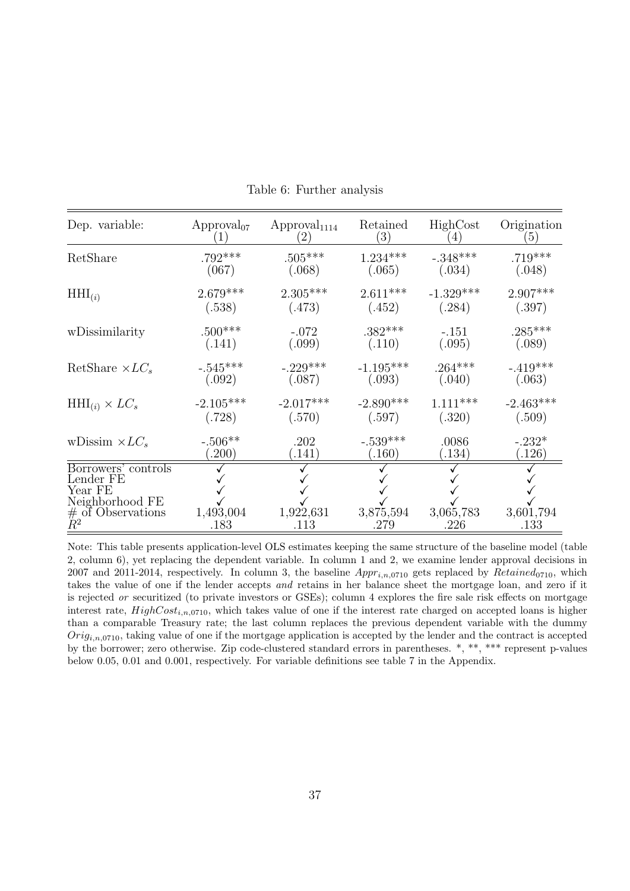Table 6: Further analysis

| Dep. variable: | $\text{Approval}_{07}$ (1) | $\text{Approval}_{1114}$ (2) | Retained (3) | HighCost (4) | Origination (5) |
|---|---|---|---|---|---|
| RetShare | .792*** | .505*** | 1.234*** | -.348*** | .719*** |
| | (067) | (.068) | (.065) | (.034) | (.048) |
| $\text{HHI}_{(i)}$ | 2.679*** | 2.305*** | 2.611*** | -1.329*** | 2.907*** |
| | (.538) | (.473) | (.452) | (.284) | (.397) |
| wDissimilarity | .500*** | -.072 | .382*** | -.151 | .285*** |
| | (.141) | (.099) | (.110) | (.095) | (.089) |
| RetShare $\times LC_s$ | -.545*** | -.229*** | -1.195*** | .264*** | -.419*** |
| | (.092) | (.087) | (.093) | (.040) | (.063) |
| $\text{HHI}_{(i)} \times LC_s$ | -2.105*** | -2.017*** | -2.890*** | 1.111*** | -2.463*** |
| | (.728) | (.570) | (.597) | (.320) | (.509) |
| wDissim $\times LC_s$ | -.506** | .202 | -.539*** | .0086 | -.232* |
| | (.200) | (.141) | (.160) | (.134) | (.126) |
| Borrowers' controls | ✓ | ✓ | ✓ | ✓ | ✓ |
| Lender FE | ✓ | ✓ | ✓ | ✓ | ✓ |
| Year FE | ✓ | ✓ | ✓ | ✓ | ✓ |
| Neighborhood FE | ✓ | ✓ | ✓ | ✓ | ✓ |
| # of Observations | 1,493,004 | 1,922,631 | 3,875,594 | 3,065,783 | 3,601,794 |
| $R^2$ | .183 | .113 | .279 | .226 | .133 |

Note: This table presents application-level OLS estimates keeping the same structure of the baseline model (table 2, column 6), yet replacing the dependent variable. In column 1 and 2, we examine lender approval decisions in 2007 and 2011-2014, respectively. In column 3, the baseline $Appr_{i,n,0710}$ gets replaced by $Retained_{0710}$, which takes the value of one if the lender accepts *and* retains in her balance sheet the mortgage loan, and zero if it is rejected *or* securitized (to private investors or GSEs); column 4 explores the fire sale risk effects on mortgage interest rate, $HighCost_{i,n,0710}$, which takes value of one if the interest rate charged on accepted loans is higher than a comparable Treasury rate; the last column replaces the previous dependent variable with the dummy $Orig_{i,n,0710}$, taking value of one if the mortgage application is accepted by the lender and the contract is accepted by the borrower; zero otherwise. Zip code-clustered standard errors in parentheses. *, **, *** represent p-values below 0.05, 0.01 and 0.001, respectively. For variable definitions see table 7 in the Appendix.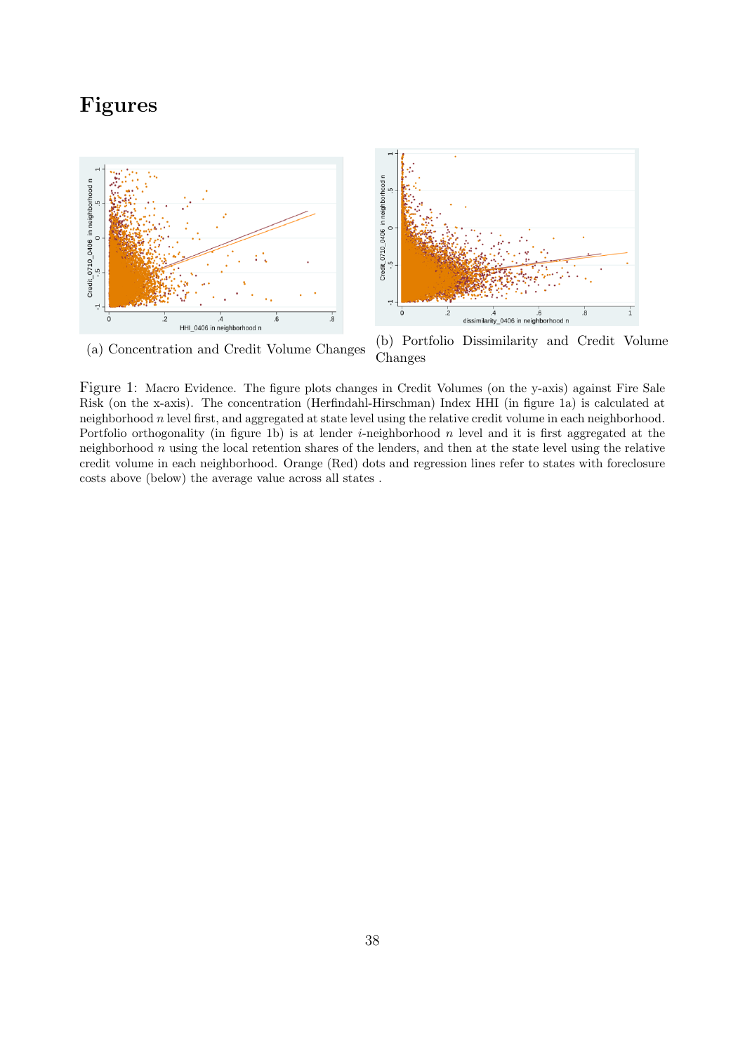# Figures

(a) Concentration and Credit Volume Changes

(b) Portfolio Dissimilarity and Credit Volume Changes

Figure 1: Macro Evidence. The figure plots changes in Credit Volumes (on the y-axis) against Fire Sale Risk (on the x-axis). The concentration (Herfindahl-Hirschman) Index HHI (in figure 1a) is calculated at neighborhood $n$ level first, and aggregated at state level using the relative credit volume in each neighborhood. Portfolio orthogonality (in figure 1b) is at lender $i$-neighborhood $n$ level and it is first aggregated at the neighborhood $n$ using the local retention shares of the lenders, and then at the state level using the relative credit volume in each neighborhood. Orange (Red) dots and regression lines refer to states with foreclosure costs above (below) the average value across all states .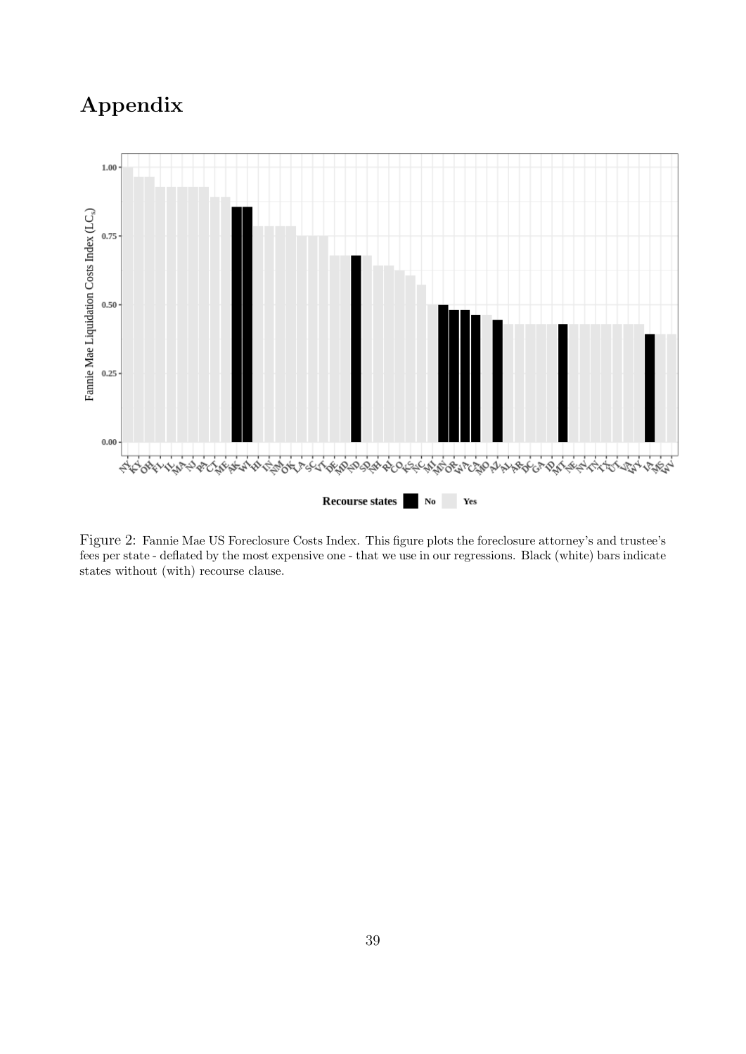# Appendix

Figure 2: Fannie Mae US Foreclosure Costs Index. This figure plots the foreclosure attorney's and trustee's fees per state - deflated by the most expensive one - that we use in our regressions. Black (white) bars indicate states without (with) recourse clause.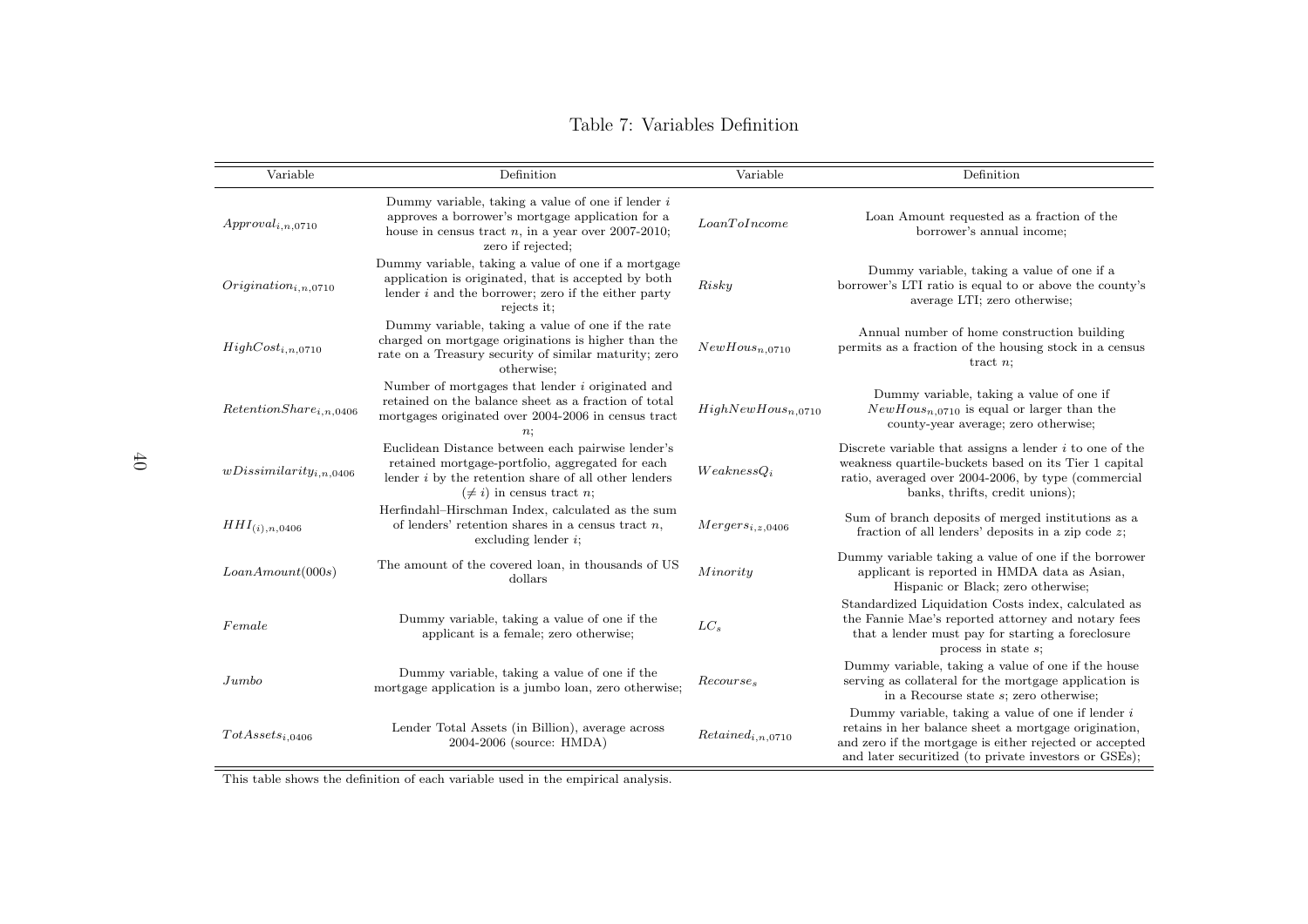Table 7: Variables Definition

| Variable | Definition | Variable | Definition |
|---|---|---|---|
| $Approval_{i,n,0710}$ | Dummy variable, taking a value of one if lender $i$ approves a borrower's mortgage application for a house in census tract $n$, in a year over 2007-2010; zero if rejected; | $LoanToIncome$ | Loan Amount requested as a fraction of the borrower's annual income; |
| $Origination_{i,n,0710}$ | Dummy variable, taking a value of one if a mortgage application is originated, that is accepted by both lender $i$ and the borrower; zero if the either party rejects it; | $Risky$ | Dummy variable, taking a value of one if a borrower's LTI ratio is equal to or above the county's average LTI; zero otherwise; |
| $HighCost_{i,n,0710}$ | Dummy variable, taking a value of one if the rate charged on mortgage originations is higher than the rate on a Treasury security of similar maturity; zero otherwise; | $NewHous_{n,0710}$ | Annual number of home construction building permits as a fraction of the housing stock in a census tract $n$; |
| $RetentionShare_{i,n,0406}$ | Number of mortgages that lender $i$ originated and retained on the balance sheet as a fraction of total mortgages originated over 2004-2006 in census tract $n$; | $HighNewHous_{n,0710}$ | Dummy variable, taking a value of one if $NewHous_{n,0710}$ is equal or larger than the county-year average; zero otherwise; |
| $wDissimilarity_{i,n,0406}$ | Euclidean Distance between each pairwise lender's retained mortgage-portfolio, aggregated for each lender $i$ by the retention share of all other lenders ($\neq i$) in census tract $n$; | $WeaknessQ_i$ | Discrete variable that assigns a lender $i$ to one of the weakness quartile-buckets based on its Tier 1 capital ratio, averaged over 2004-2006, by type (commercial banks, thrifts, credit unions); |
| $HHI_{(i),n,0406}$ | Herfindahl–Hirschman Index, calculated as the sum of lenders' retention shares in a census tract $n$, excluding lender $i$; | $Mergers_{i,z,0406}$ | Sum of branch deposits of merged institutions as a fraction of all lenders' deposits in a zip code $z$; |
| $LoanAmount(000s)$ | The amount of the covered loan, in thousands of US dollars | $Minority$ | Dummy variable taking a value of one if the borrower applicant is reported in HMDA data as Asian, Hispanic or Black; zero otherwise; |
| $Female$ | Dummy variable, taking a value of one if the applicant is a female; zero otherwise; | $LC_s$ | Standardized Liquidation Costs index, calculated as the Fannie Mae's reported attorney and notary fees that a lender must pay for starting a foreclosure process in state $s$; |
| $Jumbo$ | Dummy variable, taking a value of one if the mortgage application is a jumbo loan, zero otherwise; | $Recourse_s$ | Dummy variable, taking a value of one if the house serving as collateral for the mortgage application is in a Recourse state $s$; zero otherwise; |
| $TotAssets_{i,0406}$ | Lender Total Assets (in Billion), average across 2004-2006 (source: HMDA) | $Retained_{i,n,0710}$ | Dummy variable, taking a value of one if lender $i$ retains in her balance sheet a mortgage origination, and zero if the mortgage is either rejected or accepted and later securitized (to private investors or GSEs); |

This table shows the definition of each variable used in the empirical analysis.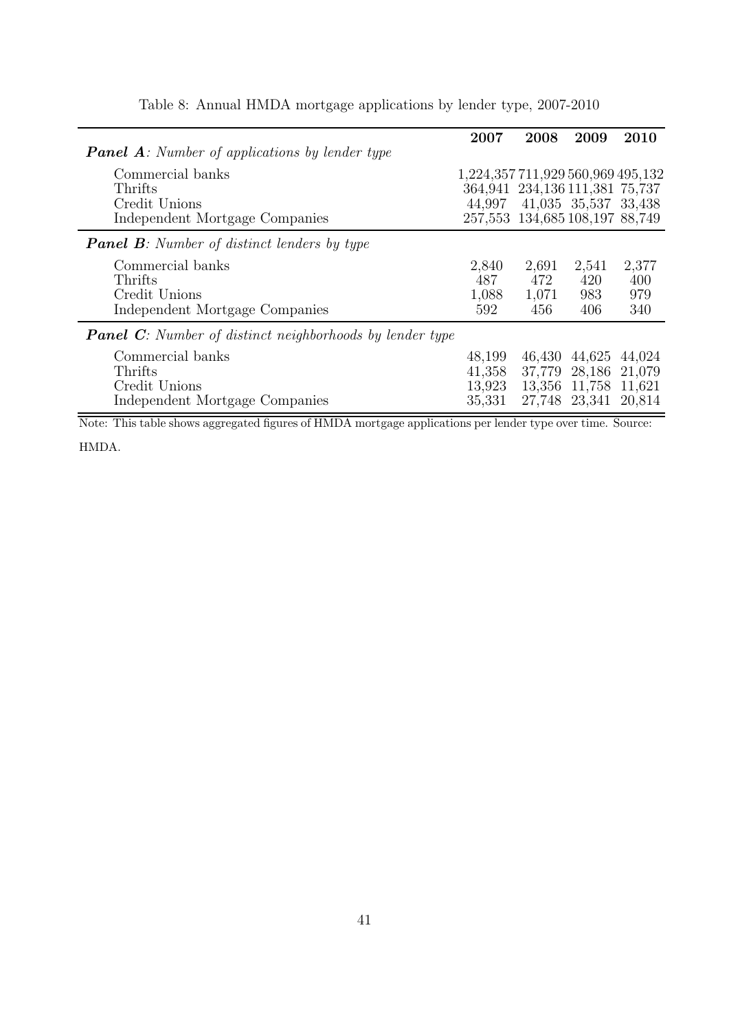Table 8: Annual HMDA mortgage applications by lender type, 2007-2010

| | **2007** | **2008** | **2009** | **2010** |
|---|---|---|---|---|
| ***Panel A**: Number of applications by lender type* | | | | |
| Commercial banks | 1,224,357 | 711,929 | 560,969 | 495,132 |
| Thrifts | 364,941 | 234,136 | 111,381 | 75,737 |
| Credit Unions | 44,997 | 41,035 | 35,537 | 33,438 |
| Independent Mortgage Companies | 257,553 | 134,685 | 108,197 | 88,749 |
| ***Panel B**: Number of distinct lenders by type* | | | | |
| Commercial banks | 2,840 | 2,691 | 2,541 | 2,377 |
| Thrifts | 487 | 472 | 420 | 400 |
| Credit Unions | 1,088 | 1,071 | 983 | 979 |
| Independent Mortgage Companies | 592 | 456 | 406 | 340 |
| ***Panel C**: Number of distinct neighborhoods by lender type* | | | | |
| Commercial banks | 48,199 | 46,430 | 44,625 | 44,024 |
| Thrifts | 41,358 | 37,779 | 28,186 | 21,079 |
| Credit Unions | 13,923 | 13,356 | 11,758 | 11,621 |
| Independent Mortgage Companies | 35,331 | 27,748 | 23,341 | 20,814 |

Note: This table shows aggregated figures of HMDA mortgage applications per lender type over time. Source: HMDA.